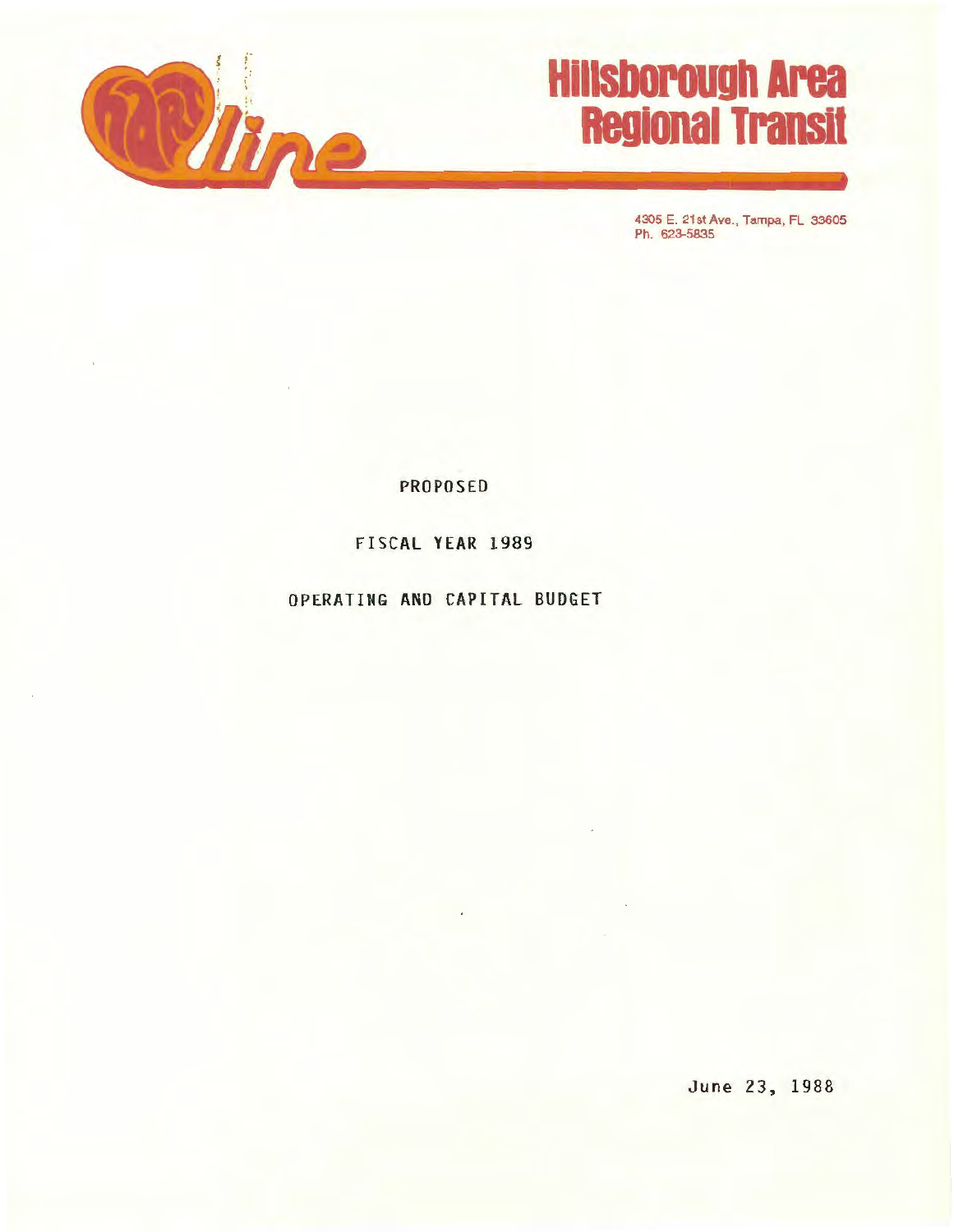# Hillsborough Area Regional Transit

4305 E. 21st Ave., Tampa, FL 33605
Ph. 623-5835

PROPOSED

FISCAL YEAR 1989

OPERATING AND CAPITAL BUDGET

June 23, 1988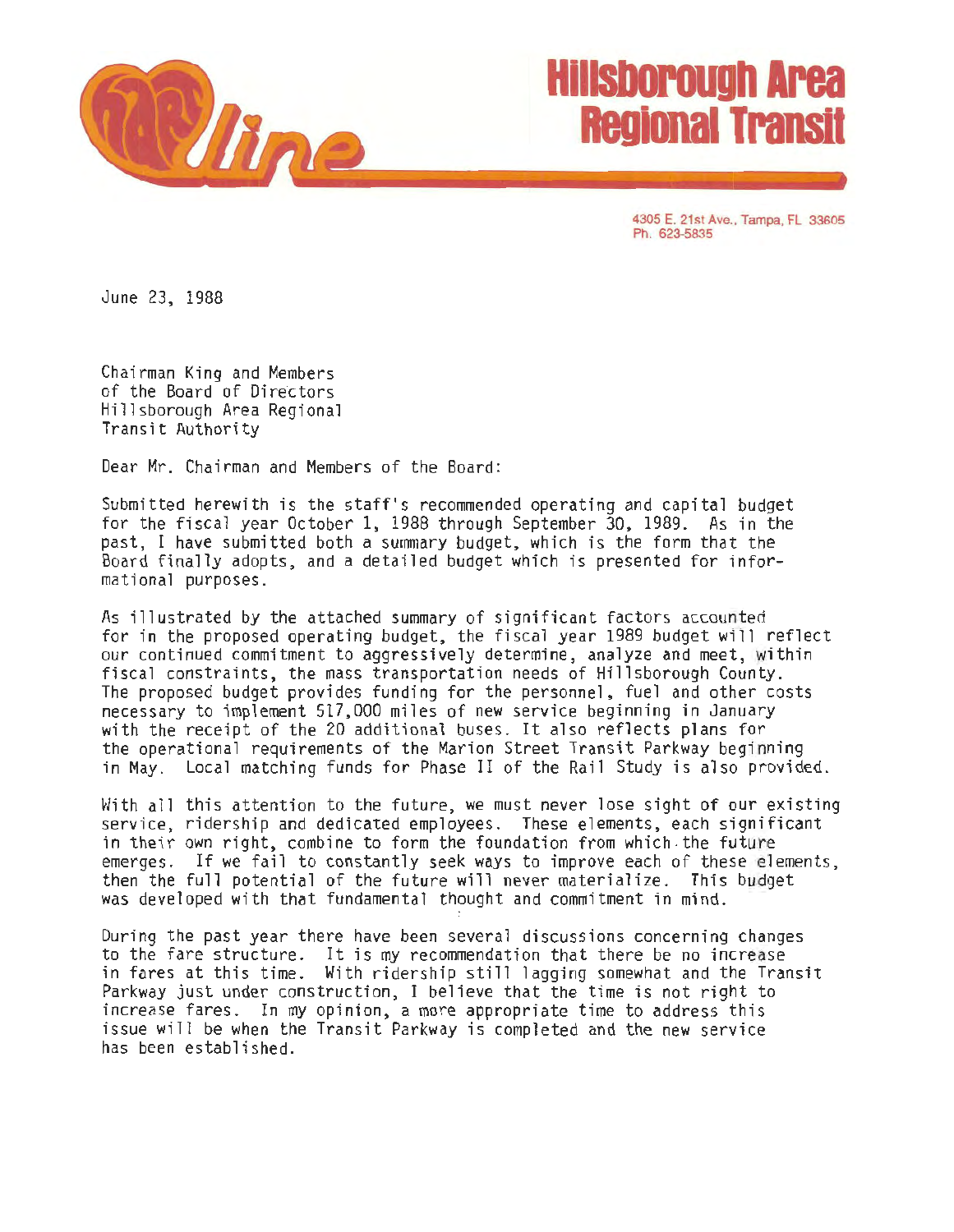# Hillsborough Area Regional Transit

4305 E. 21st Ave., Tampa, FL 33605
Ph. 623-5835

June 23, 1988

Chairman King and Members
of the Board of Directors
Hillsborough Area Regional
Transit Authority

Dear Mr. Chairman and Members of the Board:

Submitted herewith is the staff's recommended operating and capital budget for the fiscal year October 1, 1988 through September 30, 1989. As in the past, I have submitted both a summary budget, which is the form that the Board finally adopts, and a detailed budget which is presented for informational purposes.

As illustrated by the attached summary of significant factors accounted for in the proposed operating budget, the fiscal year 1989 budget will reflect our continued commitment to aggressively determine, analyze and meet, within fiscal constraints, the mass transportation needs of Hillsborough County. The proposed budget provides funding for the personnel, fuel and other costs necessary to implement 517,000 miles of new service beginning in January with the receipt of the 20 additional buses. It also reflects plans for the operational requirements of the Marion Street Transit Parkway beginning in May. Local matching funds for Phase II of the Rail Study is also provided.

With all this attention to the future, we must never lose sight of our existing service, ridership and dedicated employees. These elements, each significant in their own right, combine to form the foundation from which the future emerges. If we fail to constantly seek ways to improve each of these elements, then the full potential of the future will never materialize. This budget was developed with that fundamental thought and commitment in mind.

During the past year there have been several discussions concerning changes to the fare structure. It is my recommendation that there be no increase in fares at this time. With ridership still lagging somewhat and the Transit Parkway just under construction, I believe that the time is not right to increase fares. In my opinion, a more appropriate time to address this issue will be when the Transit Parkway is completed and the new service has been established.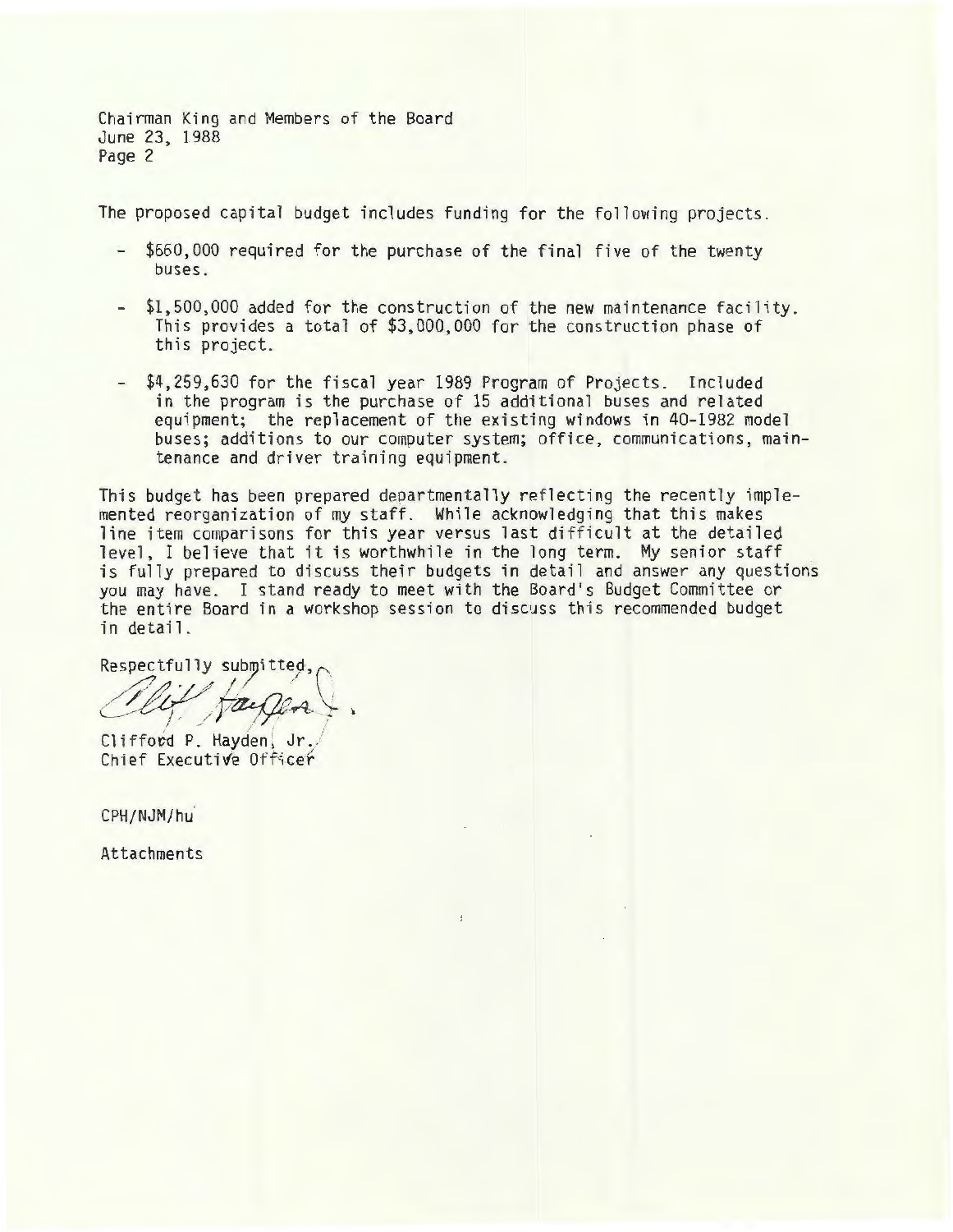Chairman King and Members of the Board
June 23, 1988
Page 2

The proposed capital budget includes funding for the following projects.

- $660,000 required for the purchase of the final five of the twenty buses.
- $1,500,000 added for the construction of the new maintenance facility. This provides a total of $3,000,000 for the construction phase of this project.
- $4,259,630 for the fiscal year 1989 Program of Projects. Included in the program is the purchase of 15 additional buses and related equipment; the replacement of the existing windows in 40-1982 model buses; additions to our computer system; office, communications, maintenance and driver training equipment.

This budget has been prepared departmentally reflecting the recently implemented reorganization of my staff. While acknowledging that this makes line item comparisons for this year versus last difficult at the detailed level, I believe that it is worthwhile in the long term. My senior staff is fully prepared to discuss their budgets in detail and answer any questions you may have. I stand ready to meet with the Board's Budget Committee or the entire Board in a workshop session to discuss this recommended budget in detail.

Respectfully submitted,

Clifford P. Hayden, Jr.
Chief Executive Officer

CPH/NJM/hu

Attachments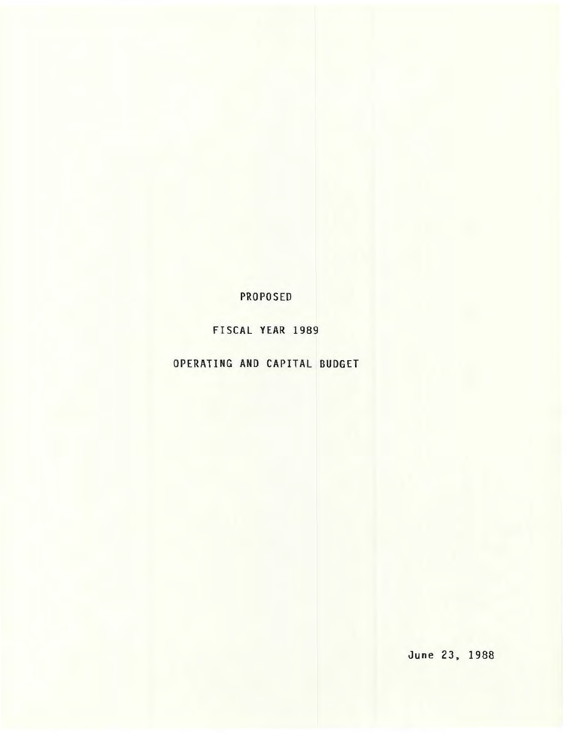# PROPOSED

# FISCAL YEAR 1989

# OPERATING AND CAPITAL BUDGET

June 23, 1988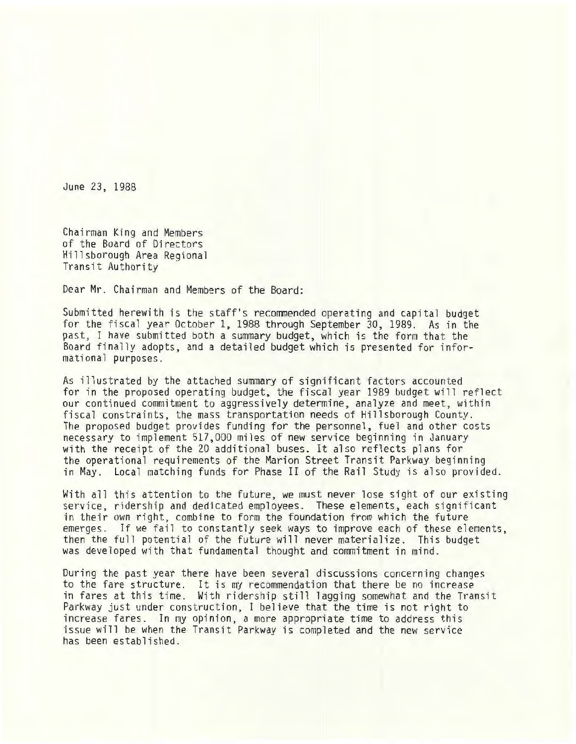June 23, 1988

Chairman King and Members
of the Board of Directors
Hillsborough Area Regional
Transit Authority

Dear Mr. Chairman and Members of the Board:

Submitted herewith is the staff's recommended operating and capital budget for the fiscal year October 1, 1988 through September 30, 1989. As in the past, I have submitted both a summary budget, which is the form that the Board finally adopts, and a detailed budget which is presented for informational purposes.

As illustrated by the attached summary of significant factors accounted for in the proposed operating budget, the fiscal year 1989 budget will reflect our continued commitment to aggressively determine, analyze and meet, within fiscal constraints, the mass transportation needs of Hillsborough County. The proposed budget provides funding for the personnel, fuel and other costs necessary to implement 517,000 miles of new service beginning in January with the receipt of the 20 additional buses. It also reflects plans for the operational requirements of the Marion Street Transit Parkway beginning in May. Local matching funds for Phase II of the Rail Study is also provided.

With all this attention to the future, we must never lose sight of our existing service, ridership and dedicated employees. These elements, each significant in their own right, combine to form the foundation from which the future emerges. If we fail to constantly seek ways to improve each of these elements, then the full potential of the future will never materialize. This budget was developed with that fundamental thought and commitment in mind.

During the past year there have been several discussions concerning changes to the fare structure. It is my recommendation that there be no increase in fares at this time. With ridership still lagging somewhat and the Transit Parkway just under construction, I believe that the time is not right to increase fares. In my opinion, a more appropriate time to address this issue will be when the Transit Parkway is completed and the new service has been established.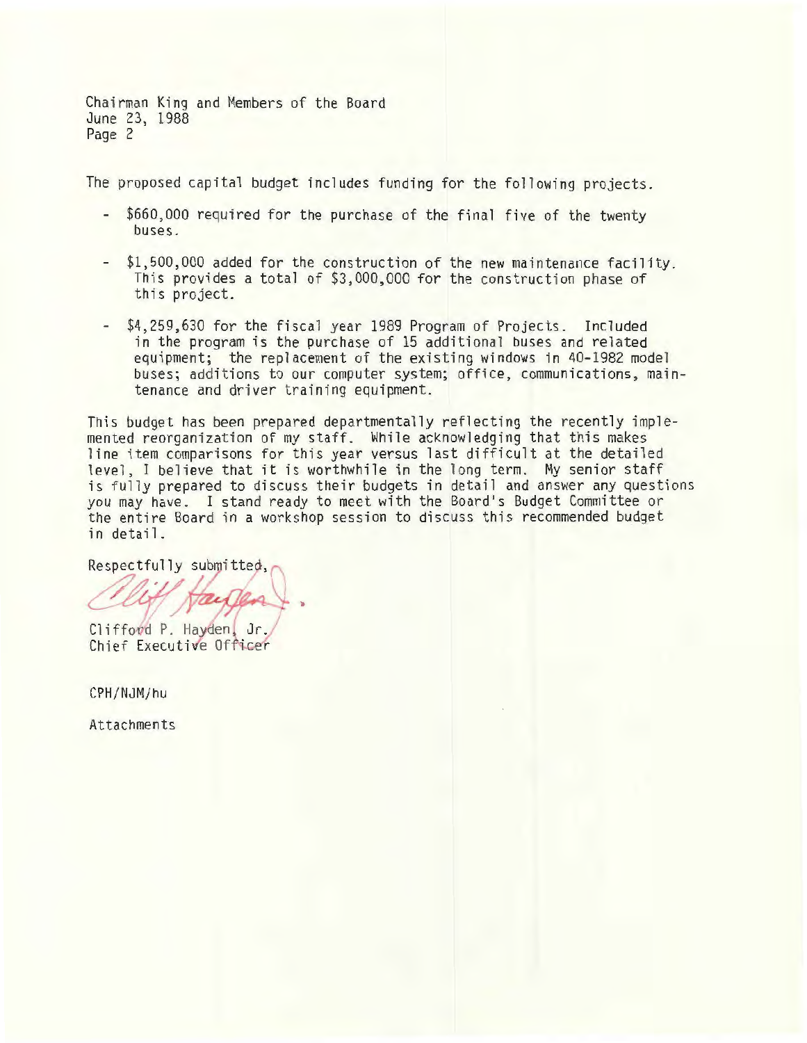Chairman King and Members of the Board
June 23, 1988
Page 2

The proposed capital budget includes funding for the following projects.

- $660,000 required for the purchase of the final five of the twenty buses.

- $1,500,000 added for the construction of the new maintenance facility. This provides a total of $3,000,000 for the construction phase of this project.

- $4,259,630 for the fiscal year 1989 Program of Projects. Included in the program is the purchase of 15 additional buses and related equipment; the replacement of the existing windows in 40-1982 model buses; additions to our computer system; office, communications, maintenance and driver training equipment.

This budget has been prepared departmentally reflecting the recently implemented reorganization of my staff. While acknowledging that this makes line item comparisons for this year versus last difficult at the detailed level, I believe that it is worthwhile in the long term. My senior staff is fully prepared to discuss their budgets in detail and answer any questions you may have. I stand ready to meet with the Board's Budget Committee or the entire Board in a workshop session to discuss this recommended budget in detail.

Respectfully submitted,

Clifford P. Hayden, Jr.
Chief Executive Officer

CPH/NJM/hu

Attachments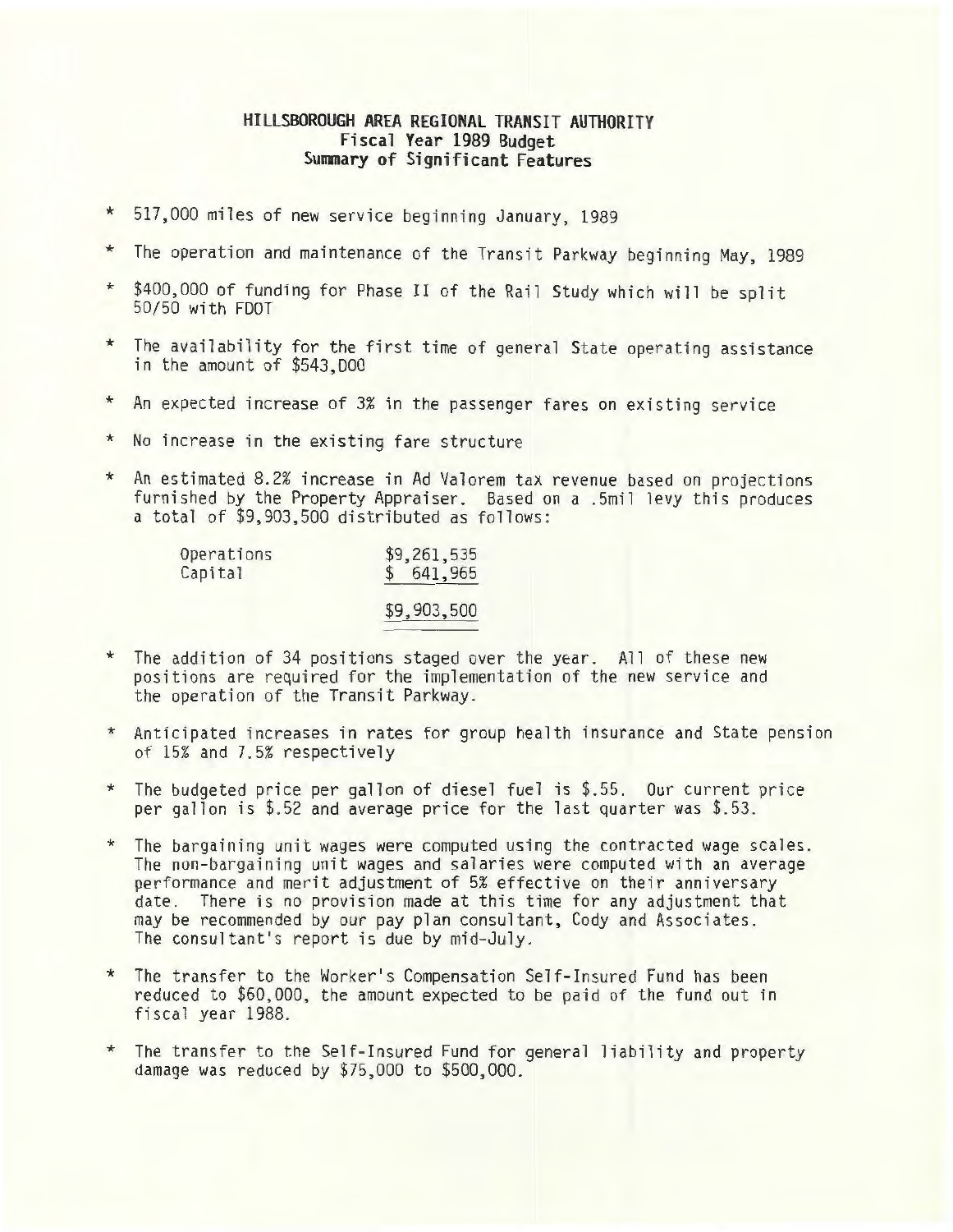# HILLSBOROUGH AREA REGIONAL TRANSIT AUTHORITY
## Fiscal Year 1989 Budget
## Summary of Significant Features

* 517,000 miles of new service beginning January, 1989

* The operation and maintenance of the Transit Parkway beginning May, 1989

* $400,000 of funding for Phase II of the Rail Study which will be split 50/50 with FDOT

* The availability for the first time of general State operating assistance in the amount of $543,000

* An expected increase of 3% in the passenger fares on existing service

* No increase in the existing fare structure

* An estimated 8.2% increase in Ad Valorem tax revenue based on projections furnished by the Property Appraiser. Based on a .5mil levy this produces a total of $9,903,500 distributed as follows:

| | |
|---|---|
| Operations | $9,261,535 |
| Capital | $ 641,965 |
| | $9,903,500 |

* The addition of 34 positions staged over the year. All of these new positions are required for the implementation of the new service and the operation of the Transit Parkway.

* Anticipated increases in rates for group health insurance and State pension of 15% and 7.5% respectively

* The budgeted price per gallon of diesel fuel is $.55. Our current price per gallon is $.52 and average price for the last quarter was $.53.

* The bargaining unit wages were computed using the contracted wage scales. The non-bargaining unit wages and salaries were computed with an average performance and merit adjustment of 5% effective on their anniversary date. There is no provision made at this time for any adjustment that may be recommended by our pay plan consultant, Cody and Associates. The consultant's report is due by mid-July.

* The transfer to the Worker's Compensation Self-Insured Fund has been reduced to $60,000, the amount expected to be paid of the fund out in fiscal year 1988.

* The transfer to the Self-Insured Fund for general liability and property damage was reduced by $75,000 to $500,000.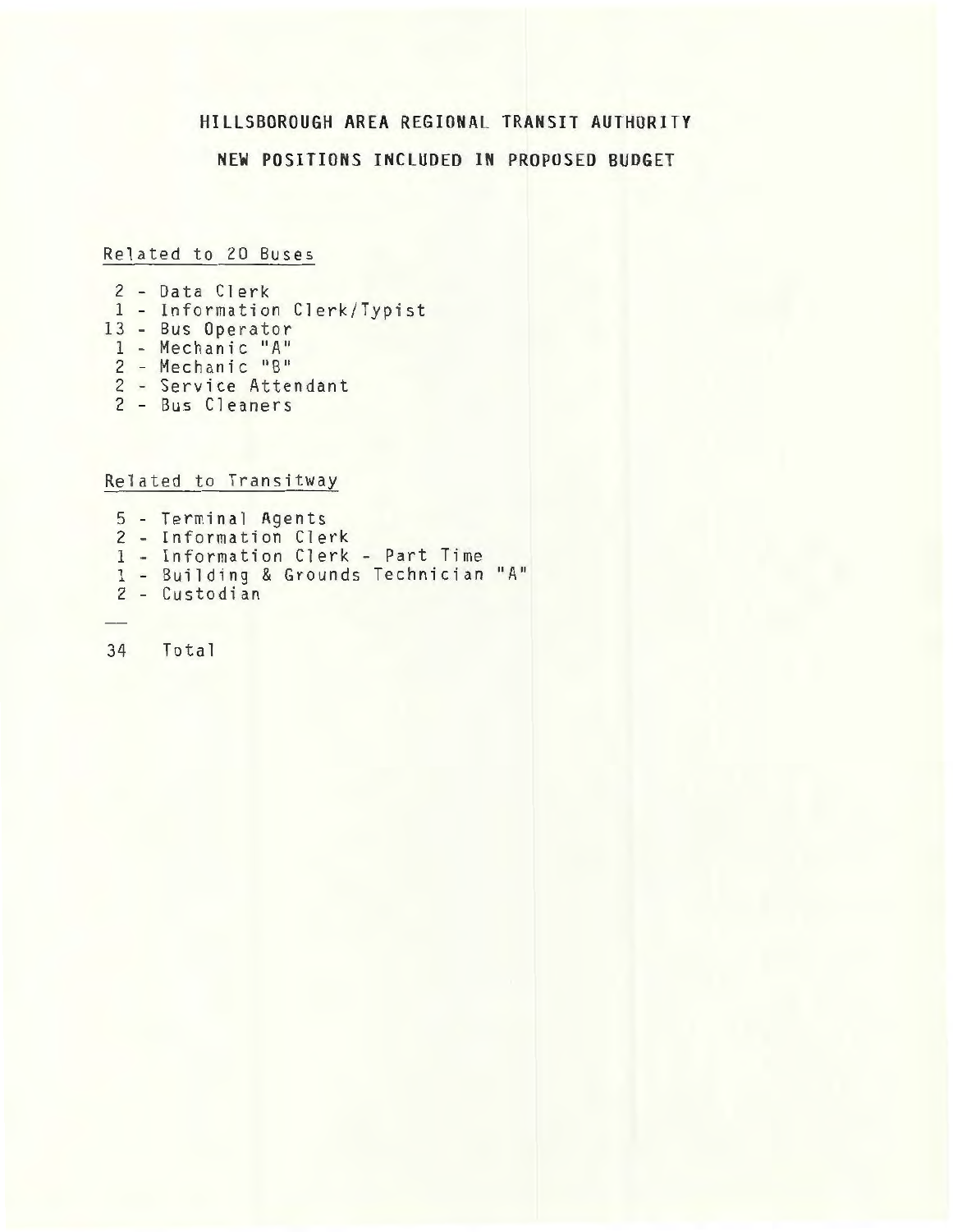# HILLSBOROUGH AREA REGIONAL TRANSIT AUTHORITY

## NEW POSITIONS INCLUDED IN PROPOSED BUDGET

Related to 20 Buses

2 - Data Clerk
1 - Information Clerk/Typist
13 - Bus Operator
1 - Mechanic "A"
2 - Mechanic "B"
2 - Service Attendant
2 - Bus Cleaners

Related to Transitway

5 - Terminal Agents
2 - Information Clerk
1 - Information Clerk - Part Time
1 - Building & Grounds Technician "A"
2 - Custodian

---

34 Total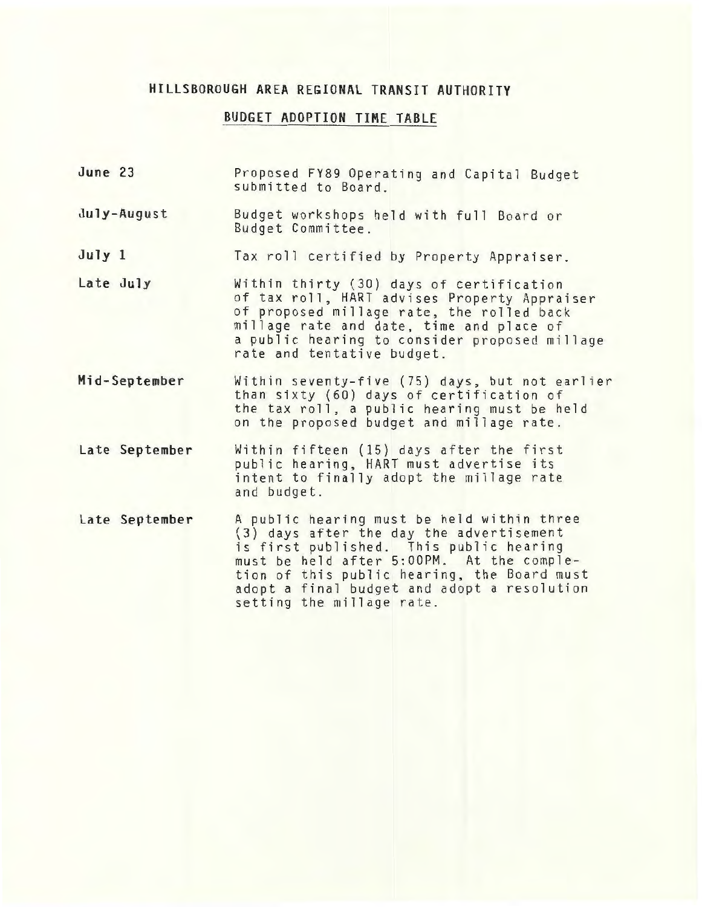# HILLSBOROUGH AREA REGIONAL TRANSIT AUTHORITY

## BUDGET ADOPTION TIME TABLE

| | |
|---|---|
| **June 23** | Proposed FY89 Operating and Capital Budget submitted to Board. |
| **July-August** | Budget workshops held with full Board or Budget Committee. |
| **July 1** | Tax roll certified by Property Appraiser. |
| **Late July** | Within thirty (30) days of certification of tax roll, HART advises Property Appraiser of proposed millage rate, the rolled back millage rate and date, time and place of a public hearing to consider proposed millage rate and tentative budget. |
| **Mid-September** | Within seventy-five (75) days, but not earlier than sixty (60) days of certification of the tax roll, a public hearing must be held on the proposed budget and millage rate. |
| **Late September** | Within fifteen (15) days after the first public hearing, HART must advertise its intent to finally adopt the millage rate and budget. |
| **Late September** | A public hearing must be held within three (3) days after the day the advertisement is first published. This public hearing must be held after 5:00PM. At the completion of this public hearing, the Board must adopt a final budget and adopt a resolution setting the millage rate. |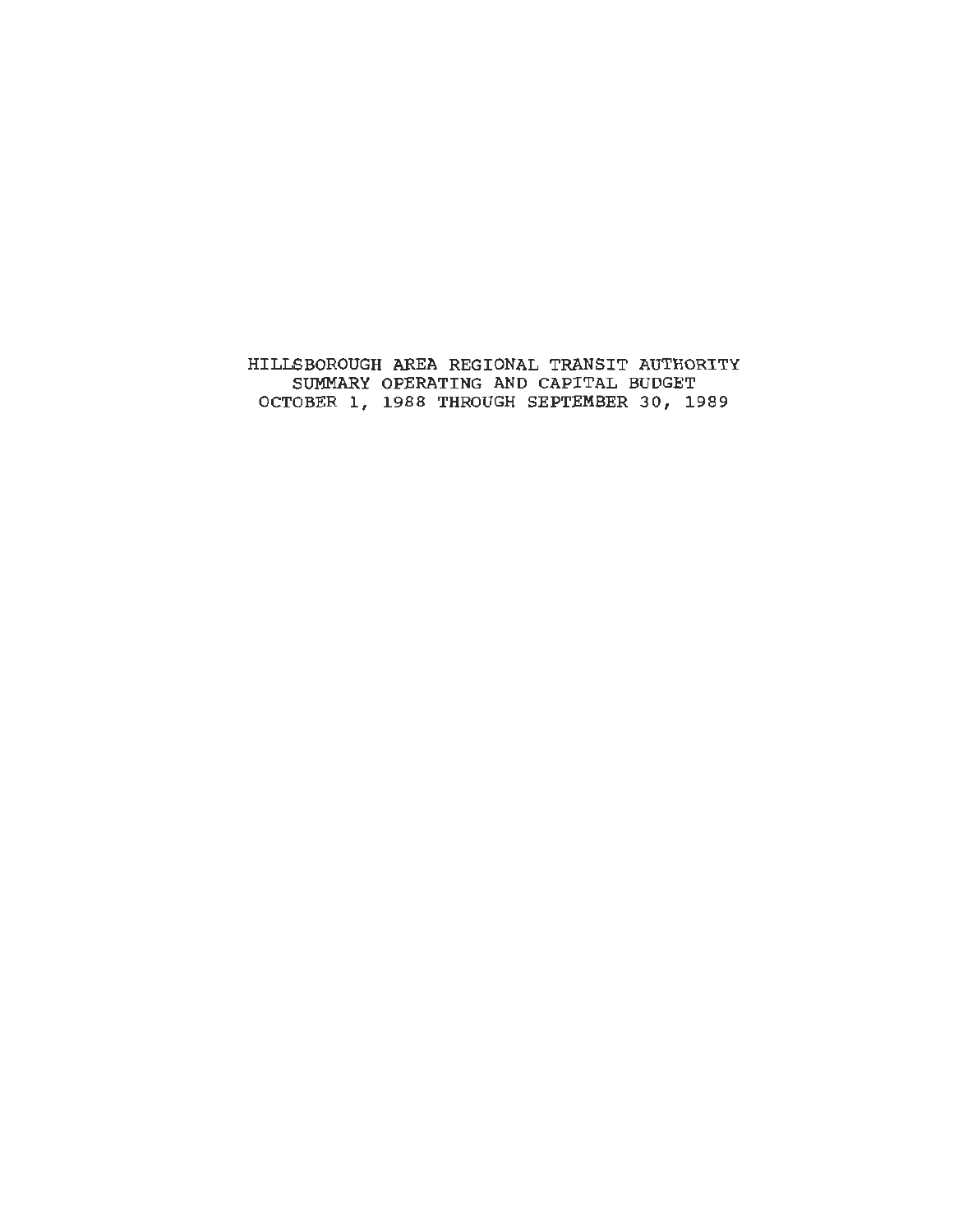# HILLSBOROUGH AREA REGIONAL TRANSIT AUTHORITY
## SUMMARY OPERATING AND CAPITAL BUDGET
## OCTOBER 1, 1988 THROUGH SEPTEMBER 30, 1989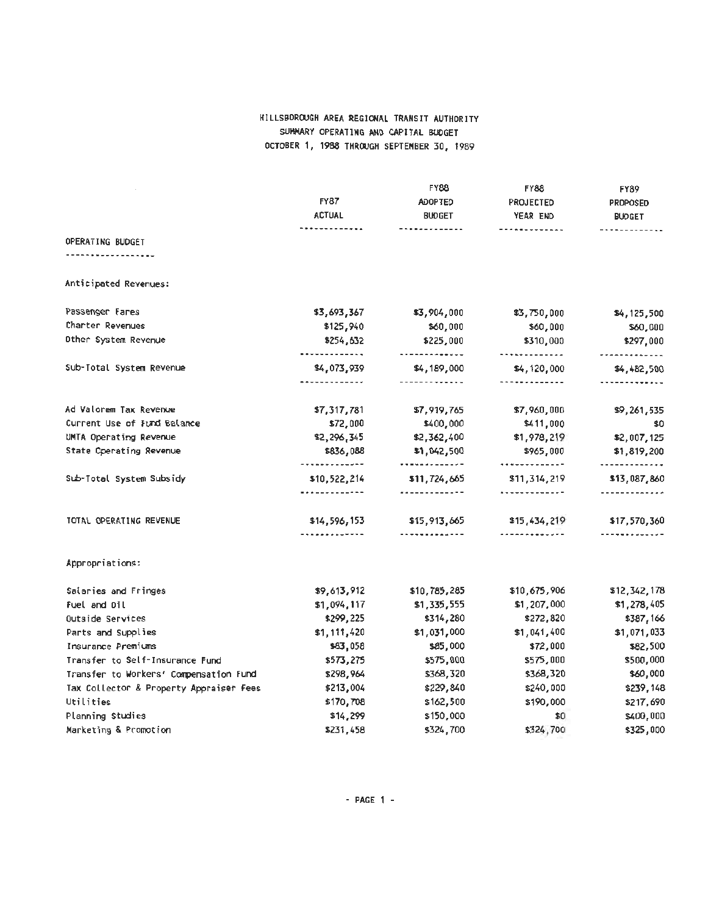# HILLSBOROUGH AREA REGIONAL TRANSIT AUTHORITY
## SUMMARY OPERATING AND CAPITAL BUDGET
### OCTOBER 1, 1988 THROUGH SEPTEMBER 30, 1989

| | FY87 ACTUAL | FY88 ADOPTED BUDGET | FY88 PROJECTED YEAR END | FY89 PROPOSED BUDGET |
|---|---|---|---|---|
| **OPERATING BUDGET** | | | | |
| Anticipated Revenues: | | | | |
| Passenger Fares | $3,693,367 | $3,904,000 | $3,750,000 | $4,125,500 |
| Charter Revenues | $125,940 | $60,000 | $60,000 | $60,000 |
| Other System Revenue | $254,632 | $225,000 | $310,000 | $297,000 |
| Sub-Total System Revenue | $4,073,939 | $4,189,000 | $4,120,000 | $4,482,500 |
| Ad Valorem Tax Revenue | $7,317,781 | $7,919,765 | $7,960,000 | $9,261,535 |
| Current Use of Fund Balance | $72,000 | $400,000 | $411,000 | $0 |
| UMTA Operating Revenue | $2,296,345 | $2,362,400 | $1,978,219 | $2,007,125 |
| State Operating Revenue | $836,088 | $1,042,500 | $965,000 | $1,819,200 |
| Sub-Total System Subsidy | $10,522,214 | $11,724,665 | $11,314,219 | $13,087,860 |
| TOTAL OPERATING REVENUE | $14,596,153 | $15,913,665 | $15,434,219 | $17,570,360 |
| Appropriations: | | | | |
| Salaries and Fringes | $9,613,912 | $10,785,285 | $10,675,906 | $12,342,178 |
| Fuel and Oil | $1,094,117 | $1,335,555 | $1,207,000 | $1,278,405 |
| Outside Services | $299,225 | $314,280 | $272,820 | $387,166 |
| Parts and Supplies | $1,111,420 | $1,031,000 | $1,041,400 | $1,071,033 |
| Insurance Premiums | $83,058 | $85,000 | $72,000 | $82,500 |
| Transfer to Self-Insurance Fund | $573,275 | $575,000 | $575,000 | $500,000 |
| Transfer to Workers' Compensation Fund | $298,964 | $368,320 | $368,320 | $60,000 |
| Tax Collector & Property Appraiser Fees | $213,004 | $229,840 | $240,000 | $239,148 |
| Utilities | $170,708 | $162,500 | $190,000 | $217,690 |
| Planning Studies | $14,299 | $150,000 | $0 | $400,000 |
| Marketing & Promotion | $231,458 | $324,700 | $324,700 | $325,000 |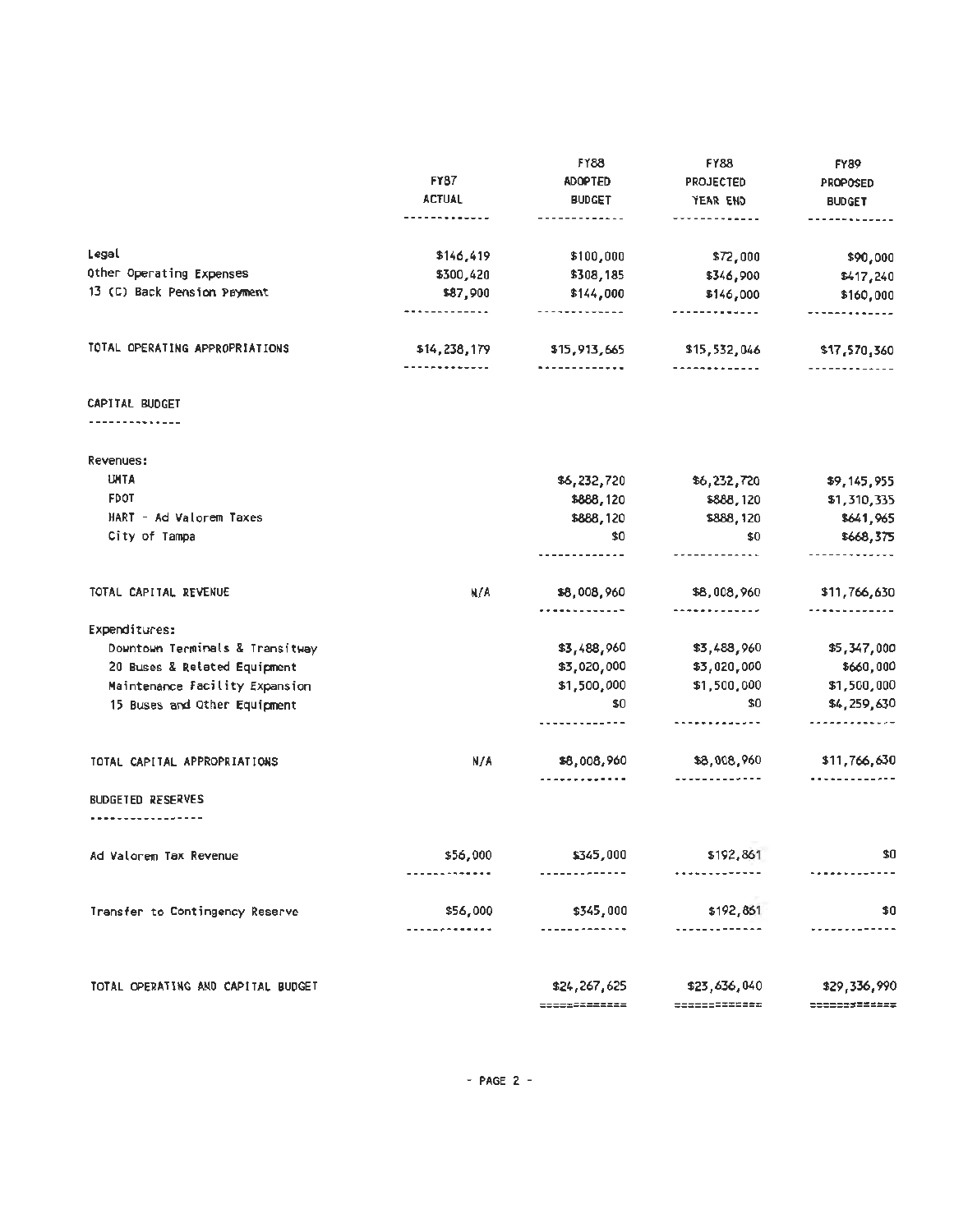| | FY87 ACTUAL | FY88 ADOPTED BUDGET | FY88 PROJECTED YEAR END | FY89 PROPOSED BUDGET |
|---|---|---|---|---|
| Legal | $146,419 | $100,000 | $72,000 | $90,000 |
| Other Operating Expenses | $300,420 | $308,185 | $346,900 | $417,240 |
| 13 (C) Back Pension Payment | $87,900 | $144,000 | $146,000 | $160,000 |
| TOTAL OPERATING APPROPRIATIONS | $14,238,179 | $15,913,665 | $15,532,046 | $17,570,360 |
| **CAPITAL BUDGET** | | | | |
| Revenues: | | | | |
| UMTA | | $6,232,720 | $6,232,720 | $9,145,955 |
| FDOT | | $888,120 | $888,120 | $1,310,335 |
| HART - Ad Valorem Taxes | | $888,120 | $888,120 | $641,965 |
| City of Tampa | | $0 | $0 | $668,375 |
| TOTAL CAPITAL REVENUE | N/A | $8,008,960 | $8,008,960 | $11,766,630 |
| Expenditures: | | | | |
| Downtown Terminals & Transitway | | $3,488,960 | $3,488,960 | $5,347,000 |
| 20 Buses & Related Equipment | | $3,020,000 | $3,020,000 | $660,000 |
| Maintenance Facility Expansion | | $1,500,000 | $1,500,000 | $1,500,000 |
| 15 Buses and Other Equipment | | $0 | $0 | $4,259,630 |
| TOTAL CAPITAL APPROPRIATIONS | N/A | $8,008,960 | $8,008,960 | $11,766,630 |
| **BUDGETED RESERVES** | | | | |
| Ad Valorem Tax Revenue | $56,000 | $345,000 | $192,861 | $0 |
| Transfer to Contingency Reserve | $56,000 | $345,000 | $192,861 | $0 |
| TOTAL OPERATING AND CAPITAL BUDGET | | $24,267,625 | $23,636,040 | $29,336,990 |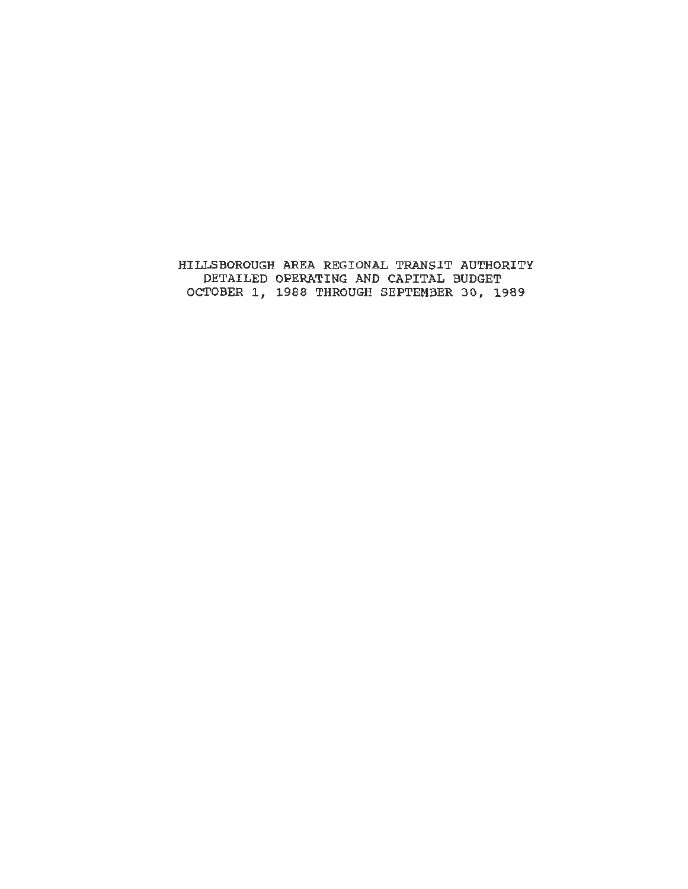# HILLSBOROUGH AREA REGIONAL TRANSIT AUTHORITY
## DETAILED OPERATING AND CAPITAL BUDGET
## OCTOBER 1, 1988 THROUGH SEPTEMBER 30, 1989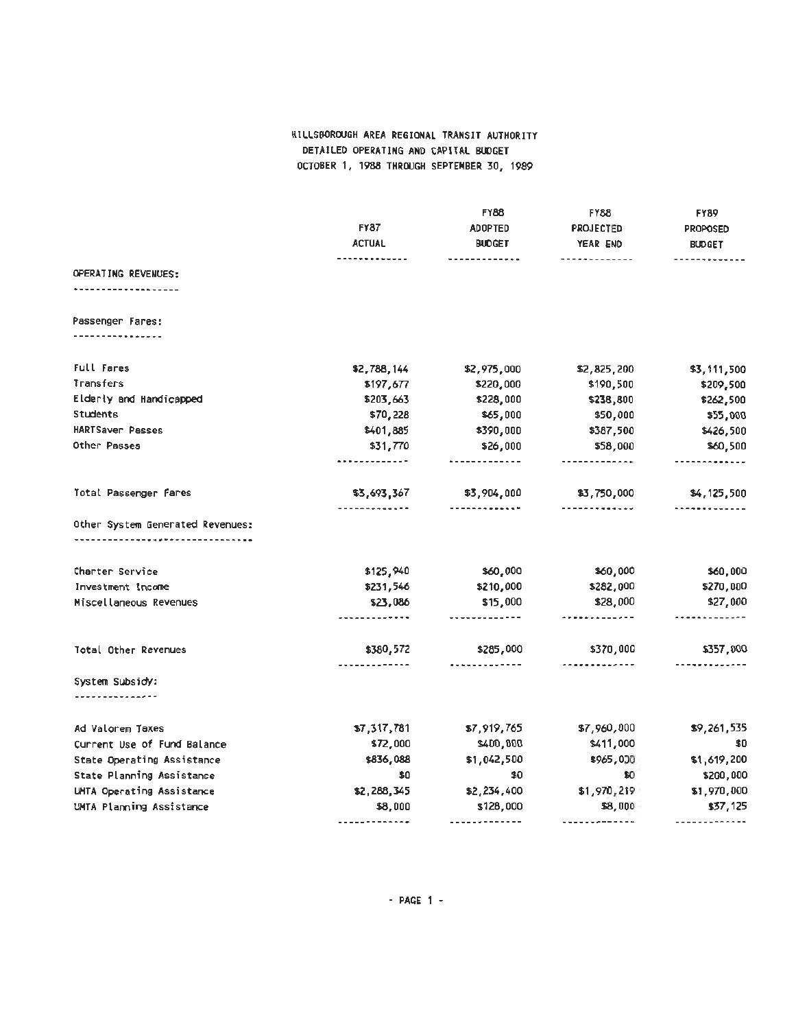# HILLSBOROUGH AREA REGIONAL TRANSIT AUTHORITY
## DETAILED OPERATING AND CAPITAL BUDGET
## OCTOBER 1, 1988 THROUGH SEPTEMBER 30, 1989

| | FY87 ACTUAL | FY88 ADOPTED BUDGET | FY88 PROJECTED YEAR END | FY89 PROPOSED BUDGET |
|---|---|---|---|---|
| **OPERATING REVENUES:** | | | | |
| **Passenger Fares:** | | | | |
| Full Fares | $2,788,144 | $2,975,000 | $2,825,200 | $3,111,500 |
| Transfers | $197,677 | $220,000 | $190,500 | $209,500 |
| Elderly and Handicapped | $203,663 | $228,000 | $238,800 | $262,500 |
| Students | $70,228 | $65,000 | $50,000 | $55,000 |
| HARTSaver Passes | $401,885 | $390,000 | $387,500 | $426,500 |
| Other Passes | $31,770 | $26,000 | $58,000 | $60,500 |
| Total Passenger Fares | $3,693,367 | $3,904,000 | $3,750,000 | $4,125,500 |
| **Other System Generated Revenues:** | | | | |
| Charter Service | $125,940 | $60,000 | $60,000 | $60,000 |
| Investment Income | $231,546 | $210,000 | $282,000 | $270,000 |
| Miscellaneous Revenues | $23,086 | $15,000 | $28,000 | $27,000 |
| Total Other Revenues | $380,572 | $285,000 | $370,000 | $357,000 |
| **System Subsidy:** | | | | |
| Ad Valorem Taxes | $7,317,781 | $7,919,765 | $7,960,000 | $9,261,535 |
| Current Use of Fund Balance | $72,000 | $400,000 | $411,000 | $0 |
| State Operating Assistance | $836,088 | $1,042,500 | $965,000 | $1,619,200 |
| State Planning Assistance | $0 | $0 | $0 | $200,000 |
| UMTA Operating Assistance | $2,288,345 | $2,234,400 | $1,970,219 | $1,970,000 |
| UMTA Planning Assistance | $8,000 | $128,000 | $8,000 | $37,125 |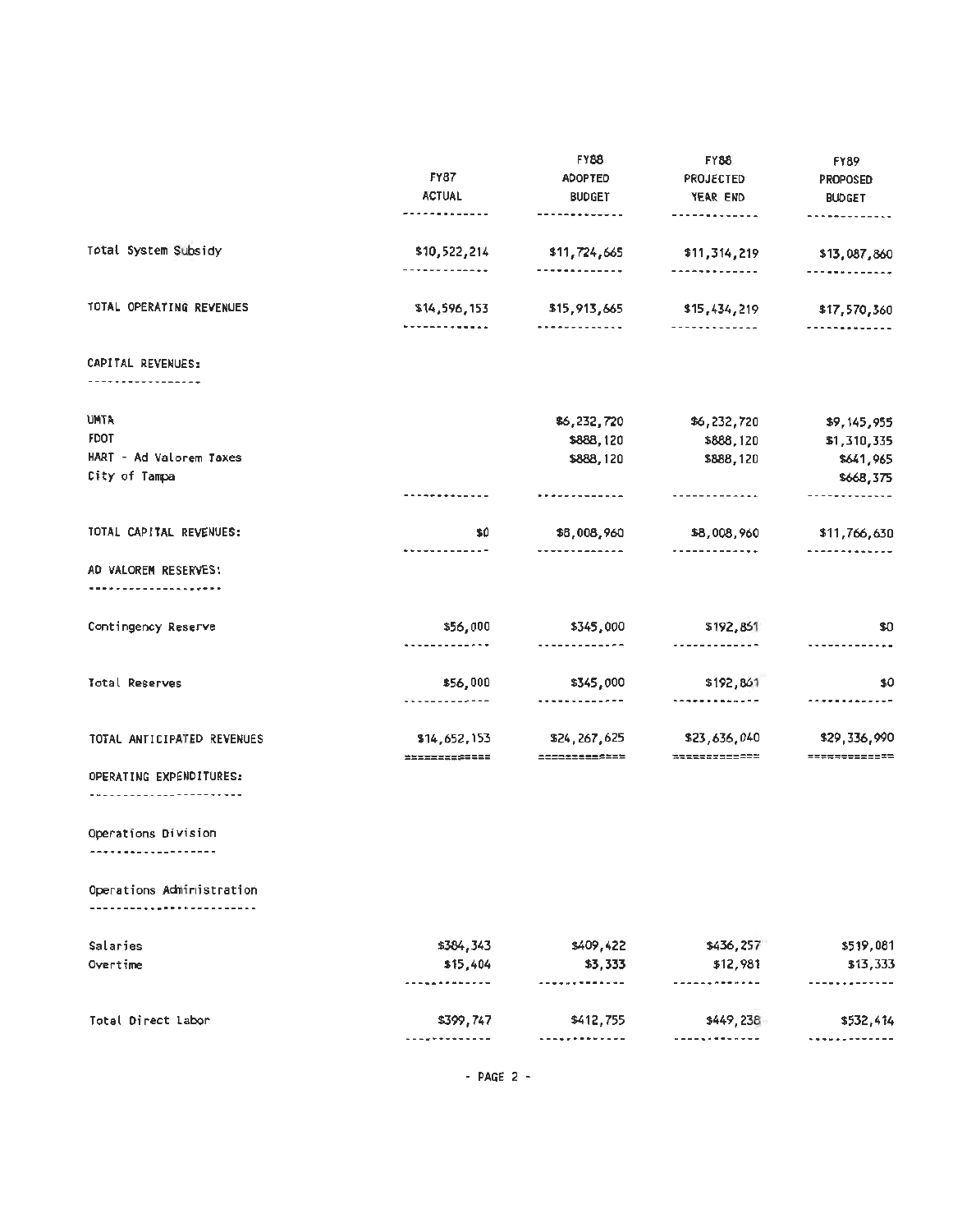| | FY87 ACTUAL | FY88 ADOPTED BUDGET | FY88 PROJECTED YEAR END | FY89 PROPOSED BUDGET |
|---|---|---|---|---|
| Total System Subsidy | $10,522,214 | $11,724,665 | $11,314,219 | $13,087,860 |
| TOTAL OPERATING REVENUES | $14,596,153 | $15,913,665 | $15,434,219 | $17,570,360 |
| **CAPITAL REVENUES:** | | | | |
| UMTA | | $6,232,720 | $6,232,720 | $9,145,955 |
| FDOT | | $888,120 | $888,120 | $1,310,335 |
| HART - Ad Valorem Taxes | | $888,120 | $888,120 | $641,965 |
| City of Tampa | | | | $668,375 |
| TOTAL CAPITAL REVENUES: | $0 | $8,008,960 | $8,008,960 | $11,766,630 |
| **AD VALOREM RESERVES:** | | | | |
| Contingency Reserve | $56,000 | $345,000 | $192,861 | $0 |
| Total Reserves | $56,000 | $345,000 | $192,861 | $0 |
| TOTAL ANTICIPATED REVENUES | $14,652,153 | $24,267,625 | $23,636,040 | $29,336,990 |
| **OPERATING EXPENDITURES:** | | | | |
| **Operations Division** | | | | |
| **Operations Administration** | | | | |
| Salaries | $384,343 | $409,422 | $436,257 | $519,081 |
| Overtime | $15,404 | $3,333 | $12,981 | $13,333 |
| Total Direct Labor | $399,747 | $412,755 | $449,238 | $532,414 |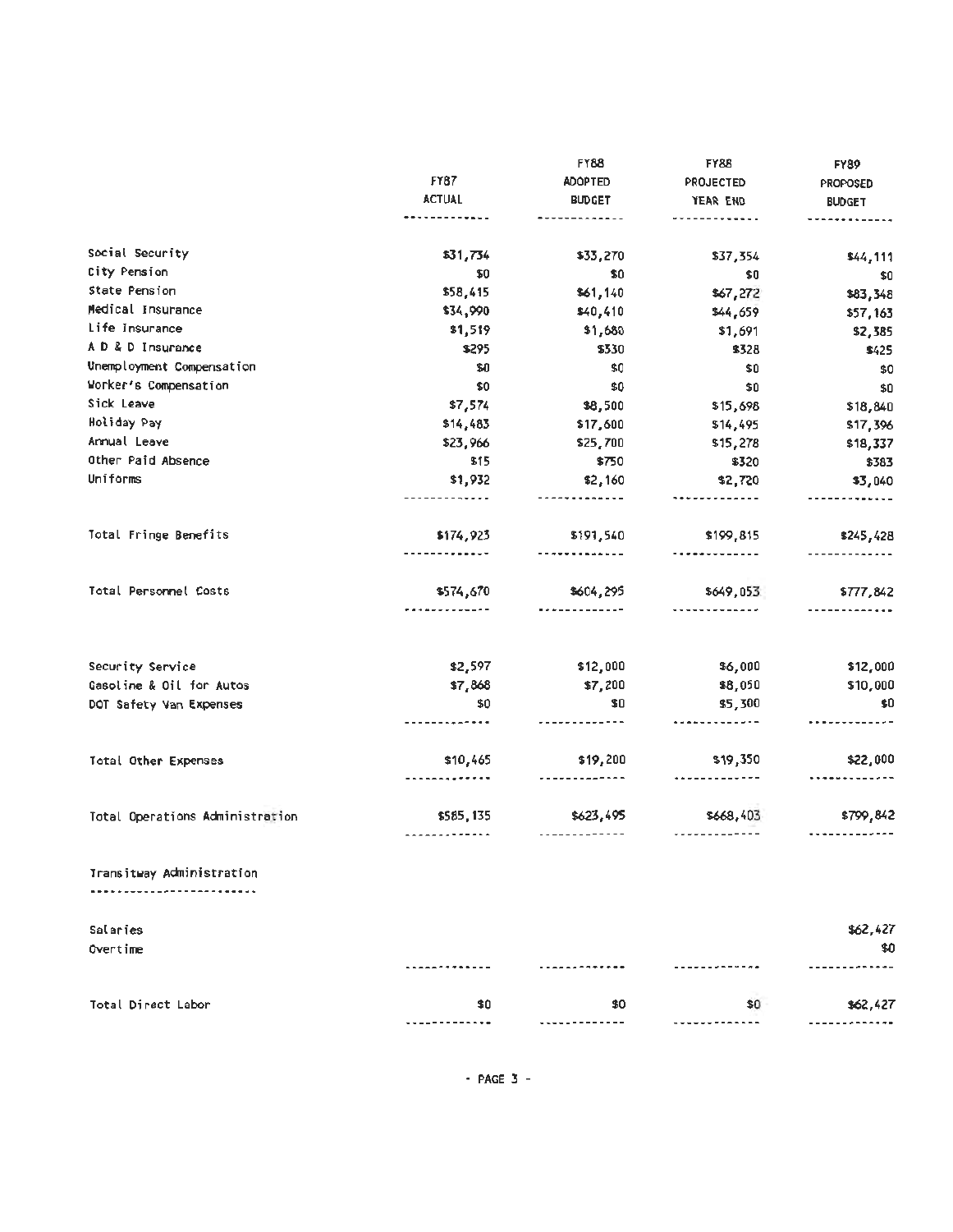| | FY87 ACTUAL | FY88 ADOPTED BUDGET | FY88 PROJECTED YEAR END | FY89 PROPOSED BUDGET |
|---|---|---|---|---|
| Social Security | $31,734 | $33,270 | $37,354 | $44,111 |
| City Pension | $0 | $0 | $0 | $0 |
| State Pension | $58,415 | $61,140 | $67,272 | $83,348 |
| Medical Insurance | $34,990 | $40,410 | $44,659 | $57,163 |
| Life Insurance | $1,519 | $1,680 | $1,691 | $2,385 |
| A D & D Insurance | $295 | $330 | $328 | $425 |
| Unemployment Compensation | $0 | $0 | $0 | $0 |
| Worker's Compensation | $0 | $0 | $0 | $0 |
| Sick Leave | $7,574 | $8,500 | $15,698 | $18,840 |
| Holiday Pay | $14,483 | $17,600 | $14,495 | $17,396 |
| Annual Leave | $23,966 | $25,700 | $15,278 | $18,337 |
| Other Paid Absence | $15 | $750 | $320 | $383 |
| Uniforms | $1,932 | $2,160 | $2,720 | $3,040 |
| Total Fringe Benefits | $174,923 | $191,540 | $199,815 | $245,428 |
| Total Personnel Costs | $574,670 | $604,295 | $649,053 | $777,842 |
| Security Service | $2,597 | $12,000 | $6,000 | $12,000 |
| Gasoline & Oil for Autos | $7,868 | $7,200 | $8,050 | $10,000 |
| DOT Safety Van Expenses | $0 | $0 | $5,300 | $0 |
| Total Other Expenses | $10,465 | $19,200 | $19,350 | $22,000 |
| Total Operations Administration | $585,135 | $623,495 | $668,403 | $799,842 |

## Transitway Administration

| | FY87 ACTUAL | FY88 ADOPTED BUDGET | FY88 PROJECTED YEAR END | FY89 PROPOSED BUDGET |
|---|---|---|---|---|
| Salaries | | | | $62,427 |
| Overtime | | | | $0 |
| Total Direct Labor | $0 | $0 | $0 | $62,427 |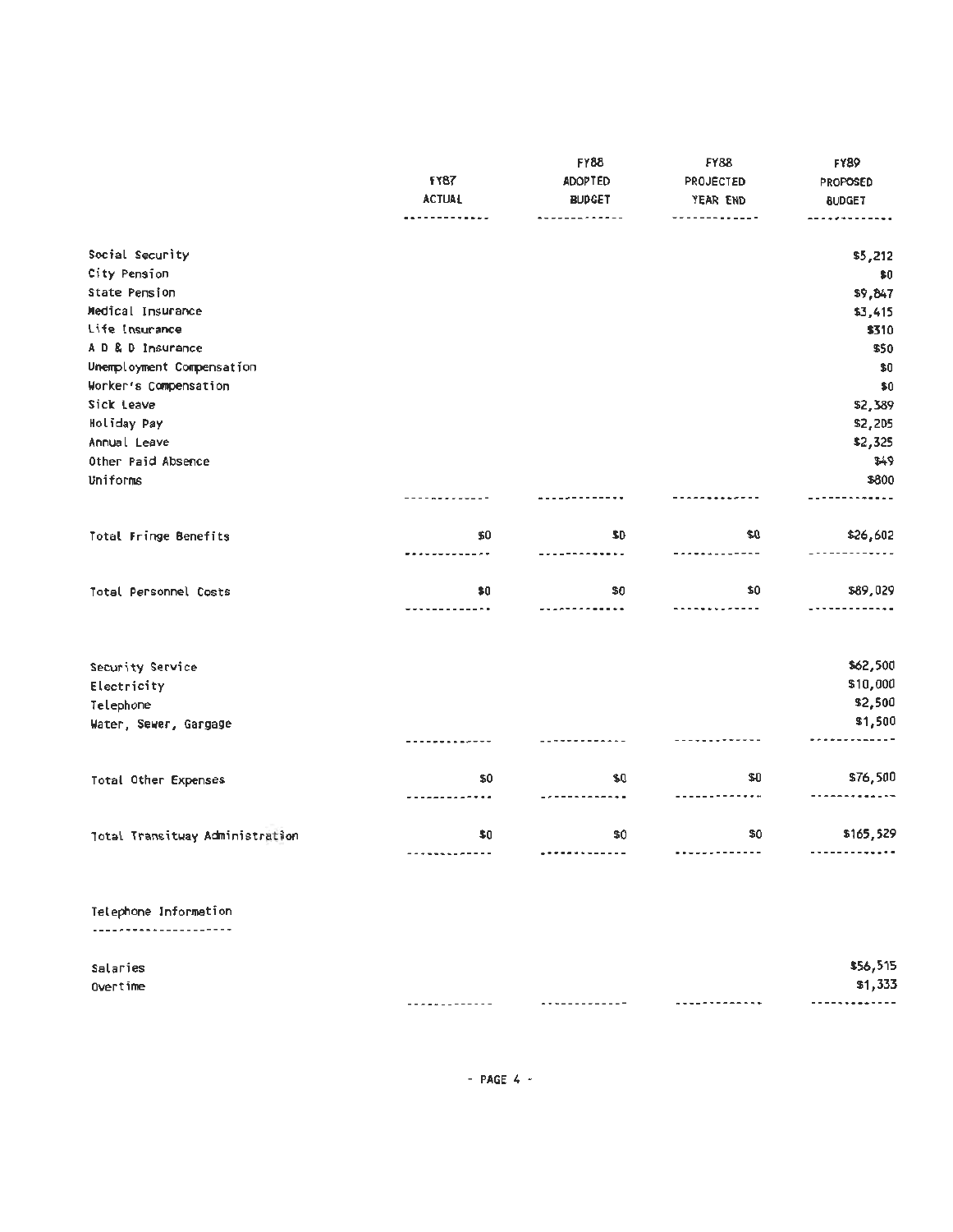|  | FY87 ACTUAL | FY88 ADOPTED BUDGET | FY88 PROJECTED YEAR END | FY89 PROPOSED BUDGET |
|---|---|---|---|---|
| Social Security |  |  |  | $5,212 |
| City Pension |  |  |  | $0 |
| State Pension |  |  |  | $9,847 |
| Medical Insurance |  |  |  | $3,415 |
| Life Insurance |  |  |  | $310 |
| A D & D Insurance |  |  |  | $50 |
| Unemployment Compensation |  |  |  | $0 |
| Worker's Compensation |  |  |  | $0 |
| Sick Leave |  |  |  | $2,389 |
| Holiday Pay |  |  |  | $2,205 |
| Annual Leave |  |  |  | $2,325 |
| Other Paid Absence |  |  |  | $49 |
| Uniforms |  |  |  | $800 |
| Total Fringe Benefits | $0 | $0 | $0 | $26,602 |
| Total Personnel Costs | $0 | $0 | $0 | $89,029 |
| Security Service |  |  |  | $62,500 |
| Electricity |  |  |  | $10,000 |
| Telephone |  |  |  | $2,500 |
| Water, Sewer, Gargage |  |  |  | $1,500 |
| Total Other Expenses | $0 | $0 | $0 | $76,500 |
| Total Transitway Administration | $0 | $0 | $0 | $165,529 |

**Telephone Information**

|  | FY87 ACTUAL | FY88 ADOPTED BUDGET | FY88 PROJECTED YEAR END | FY89 PROPOSED BUDGET |
|---|---|---|---|---|
| Salaries |  |  |  | $56,515 |
| Overtime |  |  |  | $1,333 |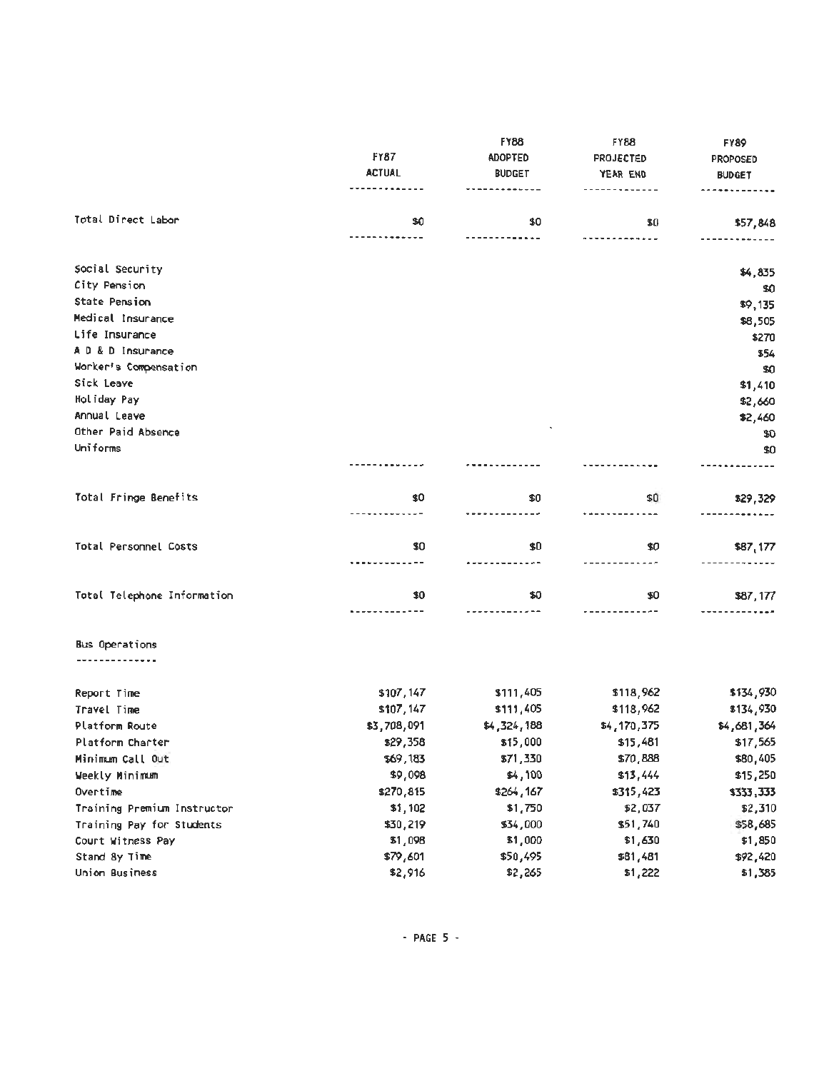| | FY87 ACTUAL | FY88 ADOPTED BUDGET | FY88 PROJECTED YEAR END | FY89 PROPOSED BUDGET |
|---|---|---|---|---|
| Total Direct Labor | $0 | $0 | $0 | $57,848 |
| Social Security | | | | $4,835 |
| City Pension | | | | $0 |
| State Pension | | | | $9,135 |
| Medical Insurance | | | | $8,505 |
| Life Insurance | | | | $270 |
| A D & D Insurance | | | | $54 |
| Worker's Compensation | | | | $0 |
| Sick Leave | | | | $1,410 |
| Holiday Pay | | | | $2,660 |
| Annual Leave | | | | $2,460 |
| Other Paid Absence | | | | $0 |
| Uniforms | | | | $0 |
| Total Fringe Benefits | $0 | $0 | $0 | $29,329 |
| Total Personnel Costs | $0 | $0 | $0 | $87,177 |
| Total Telephone Information | $0 | $0 | $0 | $87,177 |

## Bus Operations

| | FY87 ACTUAL | FY88 ADOPTED BUDGET | FY88 PROJECTED YEAR END | FY89 PROPOSED BUDGET |
|---|---|---|---|---|
| Report Time | $107,147 | $111,405 | $118,962 | $134,930 |
| Travel Time | $107,147 | $111,405 | $118,962 | $134,930 |
| Platform Route | $3,708,091 | $4,324,188 | $4,170,375 | $4,681,364 |
| Platform Charter | $29,358 | $15,000 | $15,481 | $17,565 |
| Minimum Call Out | $69,183 | $71,330 | $70,888 | $80,405 |
| Weekly Minimum | $9,098 | $4,100 | $13,444 | $15,250 |
| Overtime | $270,815 | $264,167 | $315,423 | $333,333 |
| Training Premium Instructor | $1,102 | $1,750 | $2,037 | $2,310 |
| Training Pay for Students | $30,219 | $34,000 | $51,740 | $58,685 |
| Court Witness Pay | $1,098 | $1,000 | $1,630 | $1,850 |
| Stand By Time | $79,601 | $50,495 | $81,481 | $92,420 |
| Union Business | $2,916 | $2,265 | $1,222 | $1,385 |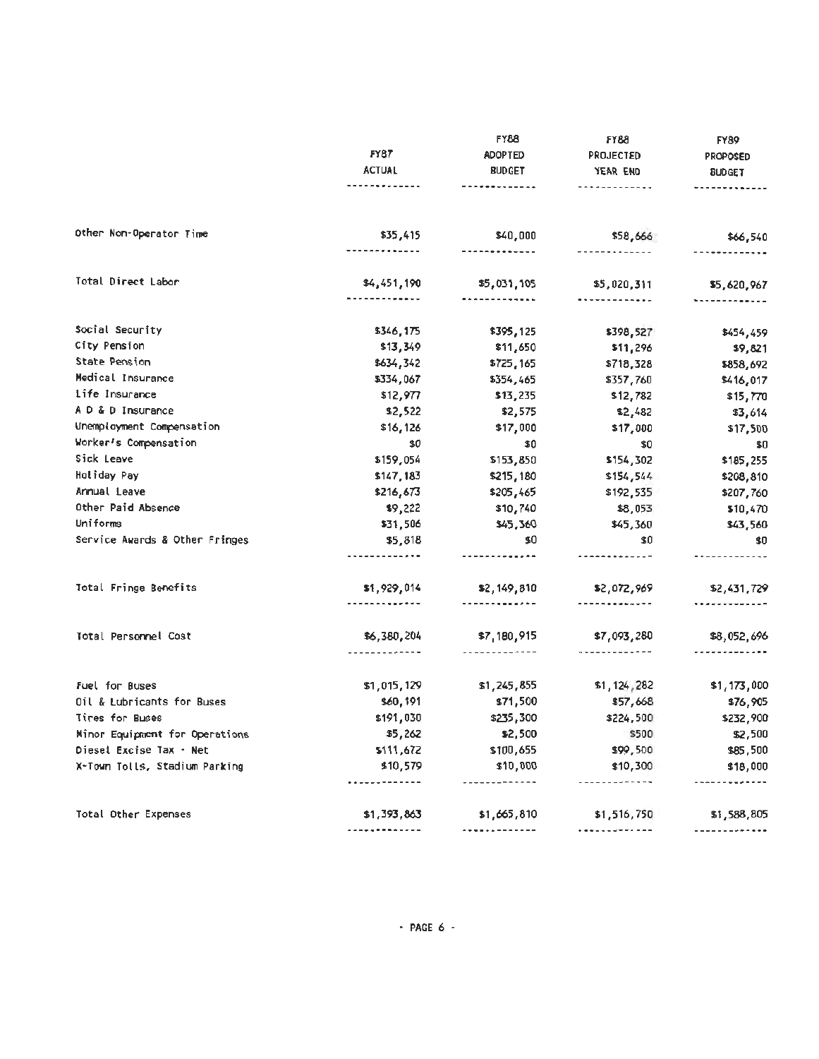| | FY87 ACTUAL | FY88 ADOPTED BUDGET | FY88 PROJECTED YEAR END | FY89 PROPOSED BUDGET |
|---|---|---|---|---|
| Other Non-Operator Time | $35,415 | $40,000 | $58,666 | $66,540 |
| Total Direct Labor | $4,451,190 | $5,031,105 | $5,020,311 | $5,620,967 |
| Social Security | $346,175 | $395,125 | $398,527 | $454,459 |
| City Pension | $13,349 | $11,650 | $11,296 | $9,821 |
| State Pension | $634,342 | $725,165 | $718,328 | $858,692 |
| Medical Insurance | $334,067 | $354,465 | $357,760 | $416,017 |
| Life Insurance | $12,977 | $13,235 | $12,782 | $15,770 |
| A D & D Insurance | $2,522 | $2,575 | $2,482 | $3,614 |
| Unemployment Compensation | $16,126 | $17,000 | $17,000 | $17,500 |
| Worker's Compensation | $0 | $0 | $0 | $0 |
| Sick Leave | $159,054 | $153,850 | $154,302 | $185,255 |
| Holiday Pay | $147,183 | $215,180 | $154,544 | $208,810 |
| Annual Leave | $216,673 | $205,465 | $192,535 | $207,760 |
| Other Paid Absence | $9,222 | $10,740 | $8,053 | $10,470 |
| Uniforms | $31,506 | $45,360 | $45,360 | $43,560 |
| Service Awards & Other Fringes | $5,818 | $0 | $0 | $0 |
| Total Fringe Benefits | $1,929,014 | $2,149,810 | $2,072,969 | $2,431,729 |
| Total Personnel Cost | $6,380,204 | $7,180,915 | $7,093,280 | $8,052,696 |
| Fuel for Buses | $1,015,129 | $1,245,855 | $1,124,282 | $1,173,000 |
| Oil & Lubricants for Buses | $60,191 | $71,500 | $57,668 | $76,905 |
| Tires for Buses | $191,030 | $235,300 | $224,500 | $232,900 |
| Minor Equipment for Operations | $5,262 | $2,500 | $500 | $2,500 |
| Diesel Excise Tax - Net | $111,672 | $100,655 | $99,500 | $85,500 |
| X-Town Tolls, Stadium Parking | $10,579 | $10,000 | $10,300 | $18,000 |
| Total Other Expenses | $1,393,863 | $1,665,810 | $1,516,750 | $1,588,805 |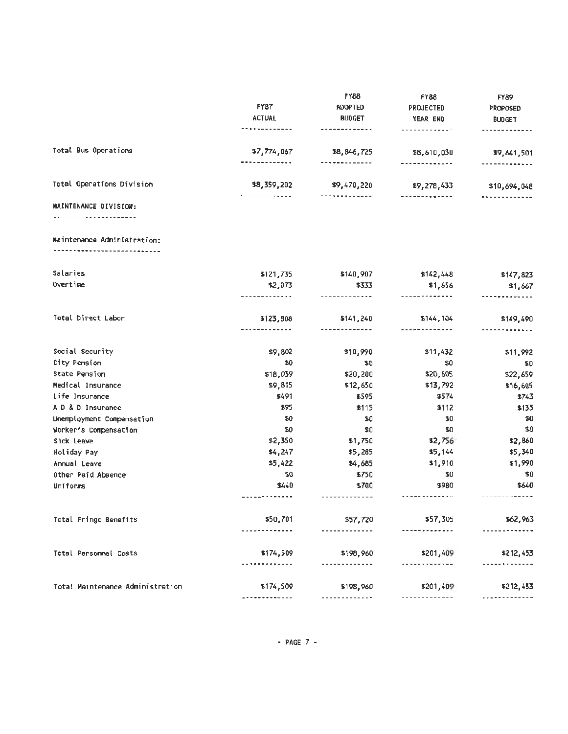| | FY87 ACTUAL | FY88 ADOPTED BUDGET | FY88 PROJECTED YEAR END | FY89 PROPOSED BUDGET |
|---|---|---|---|---|
| Total Bus Operations | $7,774,067 | $8,846,725 | $8,610,030 | $9,641,501 |
| Total Operations Division | $8,359,202 | $9,470,220 | $9,278,433 | $10,694,048 |
| **MAINTENANCE DIVISION:** | | | | |
| **Maintenance Administration:** | | | | |
| Salaries | $121,735 | $140,907 | $142,448 | $147,823 |
| Overtime | $2,073 | $333 | $1,656 | $1,667 |
| Total Direct Labor | $123,808 | $141,240 | $144,104 | $149,490 |
| Social Security | $9,802 | $10,990 | $11,432 | $11,992 |
| City Pension | $0 | $0 | $0 | $0 |
| State Pension | $18,039 | $20,200 | $20,605 | $22,659 |
| Medical Insurance | $9,815 | $12,650 | $13,792 | $16,605 |
| Life Insurance | $491 | $595 | $574 | $743 |
| A D & D Insurance | $95 | $115 | $112 | $135 |
| Unemployment Compensation | $0 | $0 | $0 | $0 |
| Worker's Compensation | $0 | $0 | $0 | $0 |
| Sick Leave | $2,350 | $1,750 | $2,756 | $2,860 |
| Holiday Pay | $4,247 | $5,285 | $5,144 | $5,340 |
| Annual Leave | $5,422 | $4,685 | $1,910 | $1,990 |
| Other Paid Absence | $0 | $750 | $0 | $0 |
| Uniforms | $440 | $700 | $980 | $640 |
| Total Fringe Benefits | $50,701 | $57,720 | $57,305 | $62,963 |
| Total Personnel Costs | $174,509 | $198,960 | $201,409 | $212,453 |
| Total Maintenance Administration | $174,509 | $198,960 | $201,409 | $212,453 |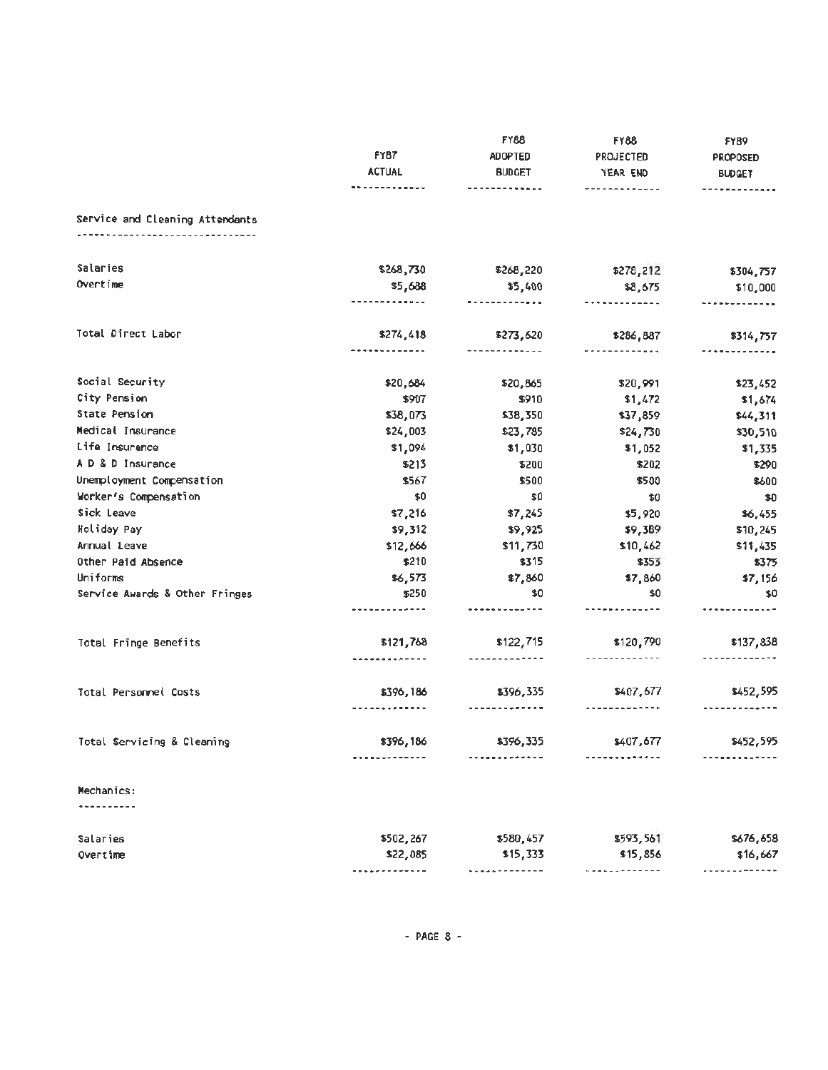| | FY87 ACTUAL | FY88 ADOPTED BUDGET | FY88 PROJECTED YEAR END | FY89 PROPOSED BUDGET |
|---|---|---|---|---|
| **Service and Cleaning Attendants** | | | | |
| Salaries | $268,730 | $268,220 | $278,212 | $304,757 |
| Overtime | $5,688 | $5,400 | $8,675 | $10,000 |
| Total Direct Labor | $274,418 | $273,620 | $286,887 | $314,757 |
| Social Security | $20,684 | $20,865 | $20,991 | $23,452 |
| City Pension | $907 | $910 | $1,472 | $1,674 |
| State Pension | $38,073 | $38,350 | $37,859 | $44,311 |
| Medical Insurance | $24,003 | $23,785 | $24,730 | $30,510 |
| Life Insurance | $1,094 | $1,030 | $1,052 | $1,335 |
| A D & D Insurance | $213 | $200 | $202 | $290 |
| Unemployment Compensation | $567 | $500 | $500 | $600 |
| Worker's Compensation | $0 | $0 | $0 | $0 |
| Sick Leave | $7,216 | $7,245 | $5,920 | $6,455 |
| Holiday Pay | $9,312 | $9,925 | $9,389 | $10,245 |
| Annual Leave | $12,666 | $11,730 | $10,462 | $11,435 |
| Other Paid Absence | $210 | $315 | $353 | $375 |
| Uniforms | $6,573 | $7,860 | $7,860 | $7,156 |
| Service Awards & Other Fringes | $250 | $0 | $0 | $0 |
| Total Fringe Benefits | $121,768 | $122,715 | $120,790 | $137,838 |
| Total Personnel Costs | $396,186 | $396,335 | $407,677 | $452,595 |
| Total Servicing & Cleaning | $396,186 | $396,335 | $407,677 | $452,595 |
| **Mechanics:** | | | | |
| Salaries | $502,267 | $580,457 | $593,561 | $676,658 |
| Overtime | $22,085 | $15,333 | $15,856 | $16,667 |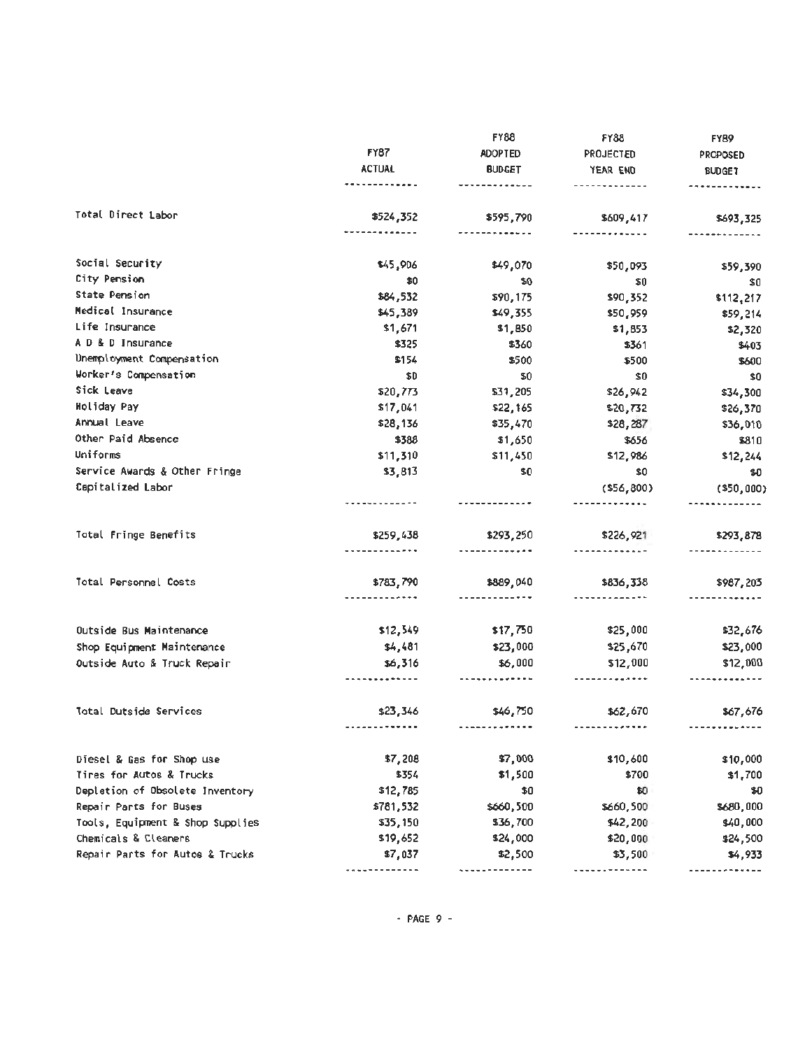| | FY87 ACTUAL | FY88 ADOPTED BUDGET | FY88 PROJECTED YEAR END | FY89 PROPOSED BUDGET |
|---|---|---|---|---|
| Total Direct Labor | $524,352 | $595,790 | $609,417 | $693,325 |
| Social Security | $45,906 | $49,070 | $50,093 | $59,390 |
| City Pension | $0 | $0 | $0 | $0 |
| State Pension | $84,532 | $90,175 | $90,352 | $112,217 |
| Medical Insurance | $45,389 | $49,355 | $50,959 | $59,214 |
| Life Insurance | $1,671 | $1,850 | $1,853 | $2,320 |
| A D & D Insurance | $325 | $360 | $361 | $403 |
| Unemployment Compensation | $154 | $500 | $500 | $600 |
| Worker's Compensation | $0 | $0 | $0 | $0 |
| Sick Leave | $20,773 | $31,205 | $26,942 | $34,300 |
| Holiday Pay | $17,041 | $22,165 | $20,732 | $26,370 |
| Annual Leave | $28,136 | $35,470 | $28,287 | $36,010 |
| Other Paid Absence | $388 | $1,650 | $656 | $810 |
| Uniforms | $11,310 | $11,450 | $12,986 | $12,244 |
| Service Awards & Other Fringe | $3,813 | $0 | $0 | $0 |
| Capitalized Labor | | | ($56,800) | ($50,000) |
| Total Fringe Benefits | $259,438 | $293,250 | $226,921 | $293,878 |
| Total Personnel Costs | $783,790 | $889,040 | $836,338 | $987,203 |
| Outside Bus Maintenance | $12,549 | $17,750 | $25,000 | $32,676 |
| Shop Equipment Maintenance | $4,481 | $23,000 | $25,670 | $23,000 |
| Outside Auto & Truck Repair | $6,316 | $6,000 | $12,000 | $12,000 |
| Total Outside Services | $23,346 | $46,750 | $62,670 | $67,676 |
| Diesel & Gas for Shop use | $7,208 | $7,000 | $10,600 | $10,000 |
| Tires for Autos & Trucks | $354 | $1,500 | $700 | $1,700 |
| Depletion of Obsolete Inventory | $12,785 | $0 | $0 | $0 |
| Repair Parts for Buses | $781,532 | $660,500 | $660,500 | $680,000 |
| Tools, Equipment & Shop Supplies | $35,150 | $36,700 | $42,200 | $40,000 |
| Chemicals & Cleaners | $19,652 | $24,000 | $20,000 | $24,500 |
| Repair Parts for Autos & Trucks | $7,037 | $2,500 | $3,500 | $4,933 |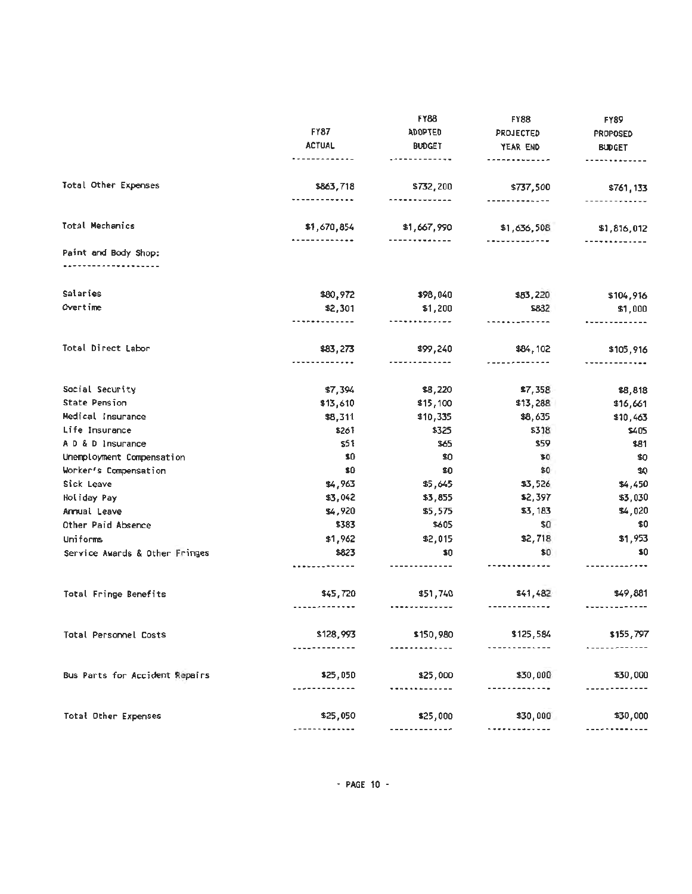| | FY87 ACTUAL | FY88 ADOPTED BUDGET | FY88 PROJECTED YEAR END | FY89 PROPOSED BUDGET |
|---|---|---|---|---|
| Total Other Expenses | $863,718 | $732,200 | $737,500 | $761,133 |
| Total Mechanics | $1,670,854 | $1,667,990 | $1,636,508 | $1,816,012 |
| **Paint and Body Shop:** | | | | |
| Salaries | $80,972 | $98,040 | $83,220 | $104,916 |
| Overtime | $2,301 | $1,200 | $832 | $1,000 |
| Total Direct Labor | $83,273 | $99,240 | $84,102 | $105,916 |
| Social Security | $7,394 | $8,220 | $7,358 | $8,818 |
| State Pension | $13,610 | $15,100 | $13,288 | $16,661 |
| Medical Insurance | $8,311 | $10,335 | $8,635 | $10,463 |
| Life Insurance | $261 | $325 | $318 | $405 |
| A D & D Insurance | $51 | $65 | $59 | $81 |
| Unemployment Compensation | $0 | $0 | $0 | $0 |
| Worker's Compensation | $0 | $0 | $0 | $0 |
| Sick Leave | $4,963 | $5,645 | $3,526 | $4,450 |
| Holiday Pay | $3,042 | $3,855 | $2,397 | $3,030 |
| Annual Leave | $4,920 | $5,575 | $3,183 | $4,020 |
| Other Paid Absence | $383 | $605 | $0 | $0 |
| Uniforms | $1,962 | $2,015 | $2,718 | $1,953 |
| Service Awards & Other Fringes | $823 | $0 | $0 | $0 |
| Total Fringe Benefits | $45,720 | $51,740 | $41,482 | $49,881 |
| Total Personnel Costs | $128,993 | $150,980 | $125,584 | $155,797 |
| Bus Parts for Accident Repairs | $25,050 | $25,000 | $30,000 | $30,000 |
| Total Other Expenses | $25,050 | $25,000 | $30,000 | $30,000 |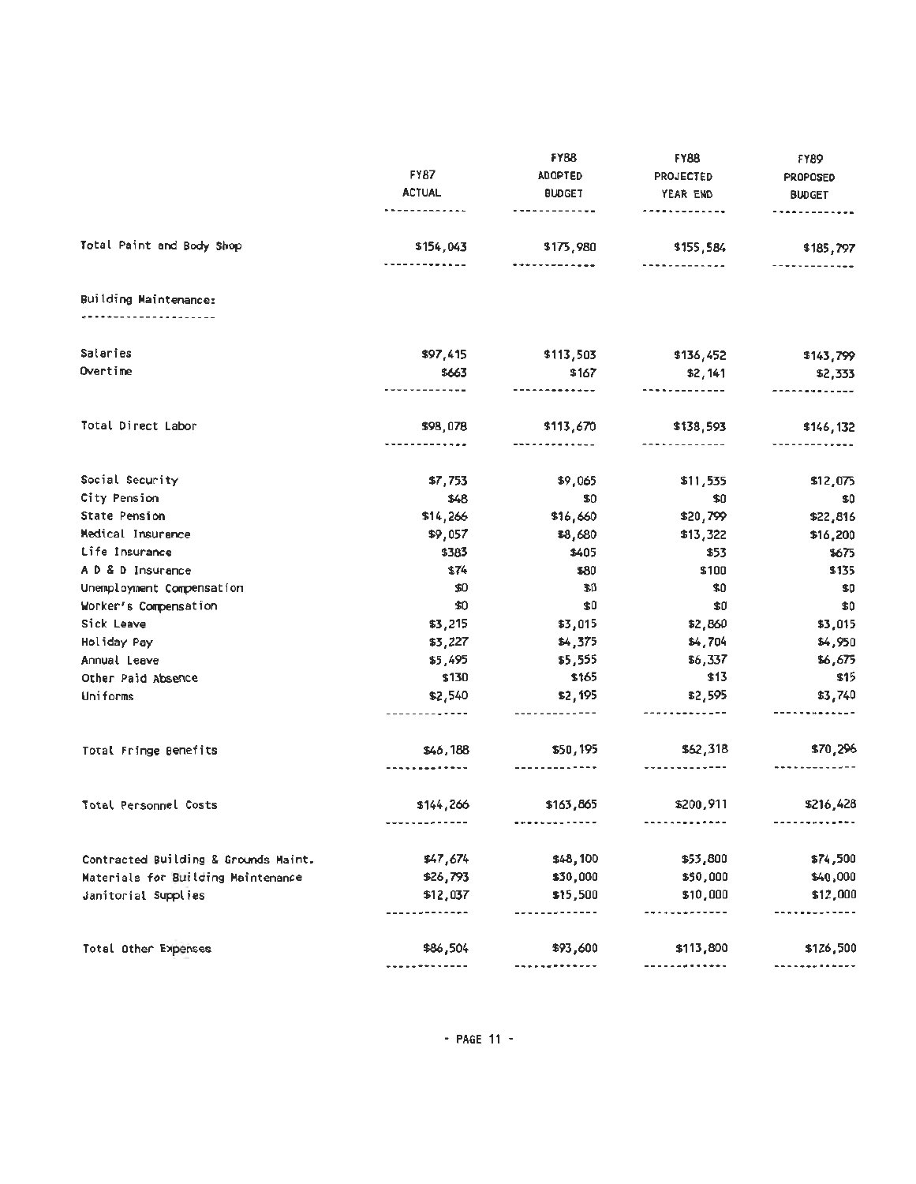|  | FY87 ACTUAL | FY88 ADOPTED BUDGET | FY88 PROJECTED YEAR END | FY89 PROPOSED BUDGET |
|---|---|---|---|---|
| Total Paint and Body Shop | $154,043 | $175,980 | $155,584 | $185,797 |
| **Building Maintenance:** |  |  |  |  |
| Salaries | $97,415 | $113,503 | $136,452 | $143,799 |
| Overtime | $663 | $167 | $2,141 | $2,333 |
| Total Direct Labor | $98,078 | $113,670 | $138,593 | $146,132 |
| Social Security | $7,753 | $9,065 | $11,535 | $12,075 |
| City Pension | $48 | $0 | $0 | $0 |
| State Pension | $14,266 | $16,660 | $20,799 | $22,816 |
| Medical Insurance | $9,057 | $8,680 | $13,322 | $16,200 |
| Life Insurance | $383 | $405 | $53 | $675 |
| A D & D Insurance | $74 | $80 | $100 | $135 |
| Unemployment Compensation | $0 | $0 | $0 | $0 |
| Worker's Compensation | $0 | $0 | $0 | $0 |
| Sick Leave | $3,215 | $3,015 | $2,860 | $3,015 |
| Holiday Pay | $3,227 | $4,375 | $4,704 | $4,950 |
| Annual Leave | $5,495 | $5,555 | $6,337 | $6,675 |
| Other Paid Absence | $130 | $165 | $13 | $15 |
| Uniforms | $2,540 | $2,195 | $2,595 | $3,740 |
| Total Fringe Benefits | $46,188 | $50,195 | $62,318 | $70,296 |
| Total Personnel Costs | $144,266 | $163,865 | $200,911 | $216,428 |
| Contracted Building & Grounds Maint. | $47,674 | $48,100 | $53,800 | $74,500 |
| Materials for Building Maintenance | $26,793 | $30,000 | $50,000 | $40,000 |
| Janitorial Supplies | $12,037 | $15,500 | $10,000 | $12,000 |
| Total Other Expenses | $86,504 | $93,600 | $113,800 | $126,500 |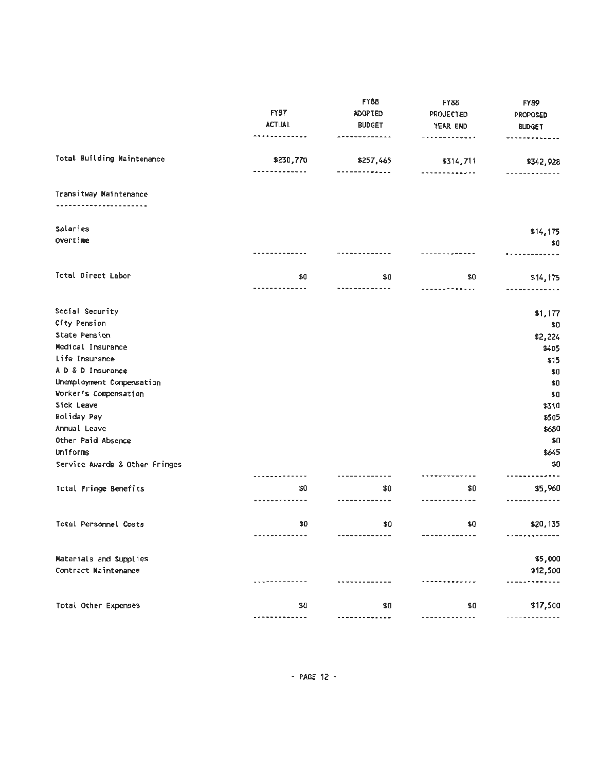| | FY87 ACTUAL | FY88 ADOPTED BUDGET | FY88 PROJECTED YEAR END | FY89 PROPOSED BUDGET |
|---|---|---|---|---|
| Total Building Maintenance | $230,770 | $257,465 | $314,711 | $342,928 |
| **Transitway Maintenance** | | | | |
| Salaries | | | | $14,175 |
| Overtime | | | | $0 |
| Total Direct Labor | $0 | $0 | $0 | $14,175 |
| Social Security | | | | $1,177 |
| City Pension | | | | $0 |
| State Pension | | | | $2,224 |
| Medical Insurance | | | | $405 |
| Life Insurance | | | | $15 |
| A D & D Insurance | | | | $0 |
| Unemployment Compensation | | | | $0 |
| Worker's Compensation | | | | $0 |
| Sick Leave | | | | $310 |
| Holiday Pay | | | | $505 |
| Annual Leave | | | | $680 |
| Other Paid Absence | | | | $0 |
| Uniforms | | | | $645 |
| Service Awards & Other Fringes | | | | $0 |
| Total Fringe Benefits | $0 | $0 | $0 | $5,960 |
| Total Personnel Costs | $0 | $0 | $0 | $20,135 |
| Materials and Supplies | | | | $5,000 |
| Contract Maintenance | | | | $12,500 |
| Total Other Expenses | $0 | $0 | $0 | $17,500 |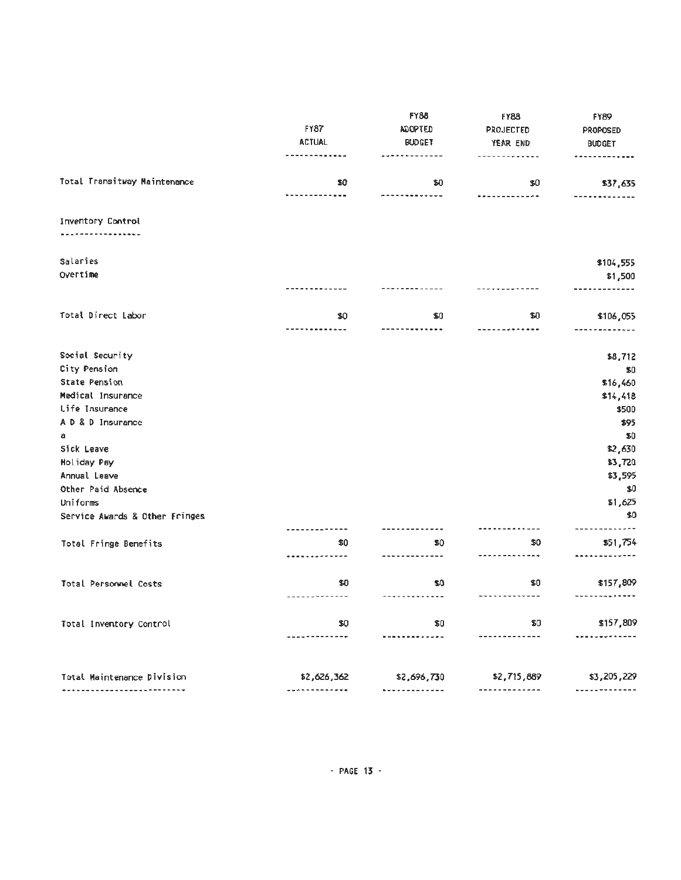| | FY87 ACTUAL | FY88 ADOPTED BUDGET | FY88 PROJECTED YEAR END | FY89 PROPOSED BUDGET |
|---|---|---|---|---|
| Total Transitway Maintenance | $0 | $0 | $0 | $37,635 |
| **Inventory Control** | | | | |
| Salaries | | | | $104,555 |
| Overtime | | | | $1,500 |
| Total Direct Labor | $0 | $0 | $0 | $106,055 |
| Social Security | | | | $8,712 |
| City Pension | | | | $0 |
| State Pension | | | | $16,460 |
| Medical Insurance | | | | $14,418 |
| Life Insurance | | | | $500 |
| A D & D Insurance | | | | $95 |
| a | | | | $0 |
| Sick Leave | | | | $2,630 |
| Holiday Pay | | | | $3,720 |
| Annual Leave | | | | $3,595 |
| Other Paid Absence | | | | $0 |
| Uniforms | | | | $1,625 |
| Service Awards & Other Fringes | | | | $0 |
| Total Fringe Benefits | $0 | $0 | $0 | $51,754 |
| Total Personnel Costs | $0 | $0 | $0 | $157,809 |
| Total Inventory Control | $0 | $0 | $0 | $157,809 |
| Total Maintenance Division | $2,626,362 | $2,696,730 | $2,715,889 | $3,205,229 |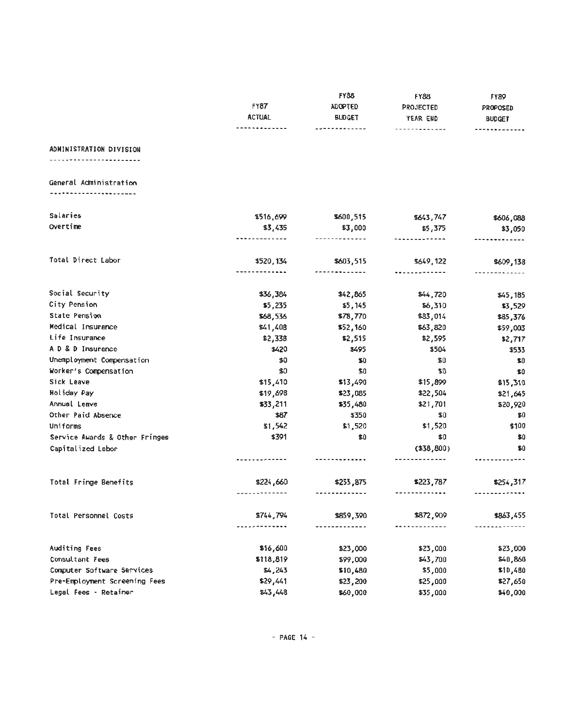| | FY87 ACTUAL | FY88 ADOPTED BUDGET | FY88 PROJECTED YEAR END | FY89 PROPOSED BUDGET |
|---|---|---|---|---|
| **ADMINISTRATION DIVISION** | | | | |
| **General Administration** | | | | |
| Salaries | $516,699 | $600,515 | $643,747 | $606,088 |
| Overtime | $3,435 | $3,000 | $5,375 | $3,050 |
| Total Direct Labor | $520,134 | $603,515 | $649,122 | $609,138 |
| Social Security | $36,384 | $42,865 | $44,720 | $45,185 |
| City Pension | $5,235 | $5,145 | $6,310 | $3,529 |
| State Pension | $68,536 | $78,770 | $83,014 | $85,376 |
| Medical Insurance | $41,408 | $52,160 | $63,820 | $59,003 |
| Life Insurance | $2,338 | $2,515 | $2,595 | $2,717 |
| A D & D Insurance | $420 | $495 | $504 | $533 |
| Unemployment Compensation | $0 | $0 | $0 | $0 |
| Worker's Compensation | $0 | $0 | $0 | $0 |
| Sick Leave | $15,410 | $13,490 | $15,899 | $15,310 |
| Holiday Pay | $19,698 | $23,085 | $22,504 | $21,645 |
| Annual Leave | $33,211 | $35,480 | $21,701 | $20,920 |
| Other Paid Absence | $87 | $350 | $0 | $0 |
| Uniforms | $1,542 | $1,520 | $1,520 | $100 |
| Service Awards & Other Fringes | $391 | $0 | $0 | $0 |
| Capitalized Labor | | | ($38,800) | $0 |
| Total Fringe Benefits | $224,660 | $255,875 | $223,787 | $254,317 |
| Total Personnel Costs | $744,794 | $859,390 | $872,909 | $863,455 |
| Auditing Fees | $16,600 | $23,000 | $23,000 | $23,000 |
| Consultant Fees | $118,819 | $99,000 | $43,700 | $40,860 |
| Computer Software Services | $4,243 | $10,480 | $5,000 | $10,480 |
| Pre-Employment Screening Fees | $29,441 | $23,200 | $25,000 | $27,650 |
| Legal Fees - Retainer | $43,448 | $60,000 | $35,000 | $40,000 |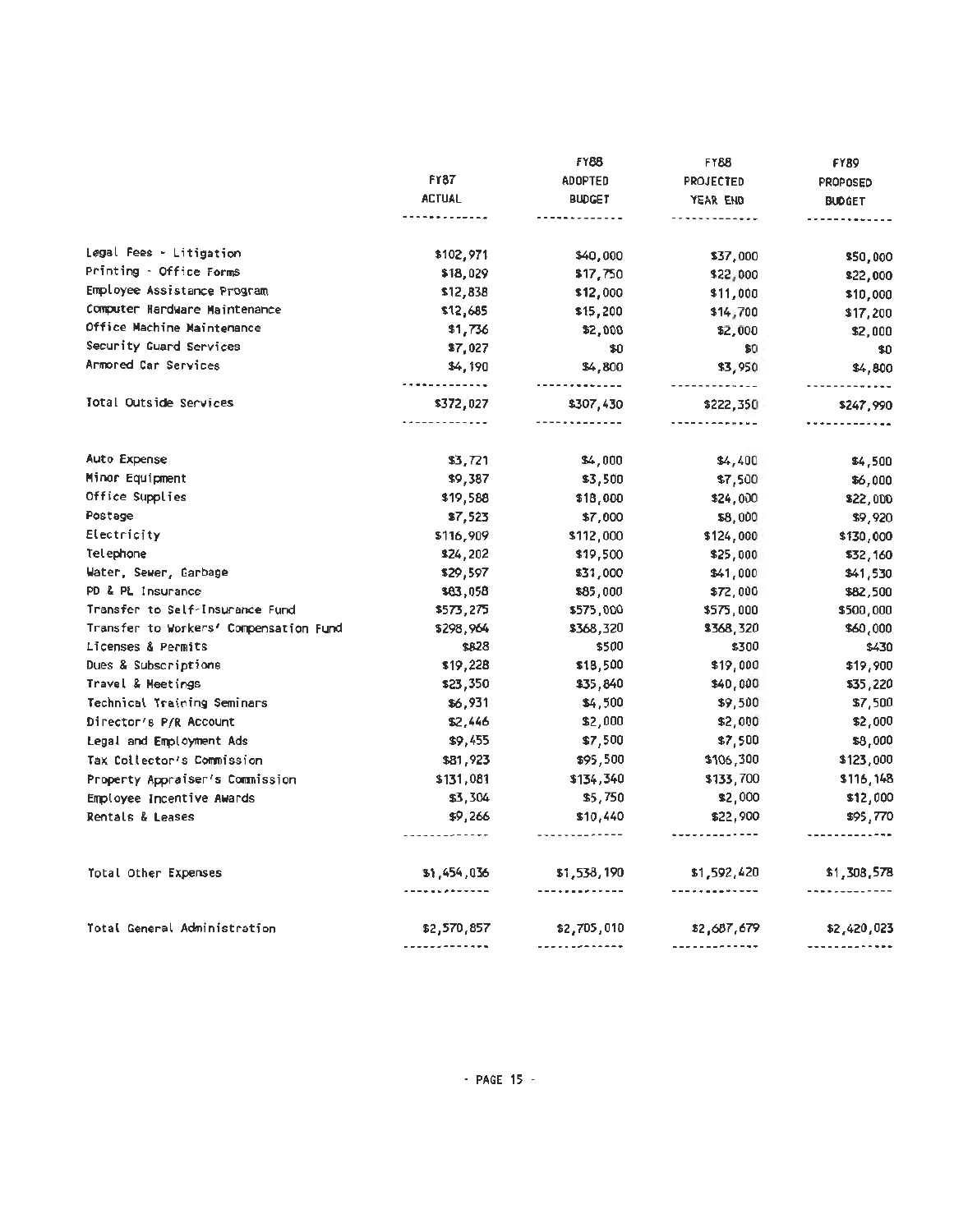| | FY87 ACTUAL | FY88 ADOPTED BUDGET | FY88 PROJECTED YEAR END | FY89 PROPOSED BUDGET |
|---|---|---|---|---|
| Legal Fees - Litigation | $102,971 | $40,000 | $37,000 | $50,000 |
| Printing - Office Forms | $18,029 | $17,750 | $22,000 | $22,000 |
| Employee Assistance Program | $12,838 | $12,000 | $11,000 | $10,000 |
| Computer Hardware Maintenance | $12,685 | $15,200 | $14,700 | $17,200 |
| Office Machine Maintenance | $1,736 | $2,000 | $2,000 | $2,000 |
| Security Guard Services | $7,027 | $0 | $0 | $0 |
| Armored Car Services | $4,190 | $4,800 | $3,950 | $4,800 |
| Total Outside Services | $372,027 | $307,430 | $222,350 | $247,990 |
| Auto Expense | $3,721 | $4,000 | $4,400 | $4,500 |
| Minor Equipment | $9,387 | $3,500 | $7,500 | $6,000 |
| Office Supplies | $19,588 | $18,000 | $24,000 | $22,000 |
| Postage | $7,523 | $7,000 | $8,000 | $9,920 |
| Electricity | $116,909 | $112,000 | $124,000 | $130,000 |
| Telephone | $24,202 | $19,500 | $25,000 | $32,160 |
| Water, Sewer, Garbage | $29,597 | $31,000 | $41,000 | $41,530 |
| PD & PL Insurance | $83,058 | $85,000 | $72,000 | $82,500 |
| Transfer to Self-Insurance Fund | $573,275 | $575,000 | $575,000 | $500,000 |
| Transfer to Workers' Compensation Fund | $298,964 | $368,320 | $368,320 | $60,000 |
| Licenses & Permits | $828 | $500 | $300 | $430 |
| Dues & Subscriptions | $19,228 | $18,500 | $19,000 | $19,900 |
| Travel & Meetings | $23,350 | $35,840 | $40,000 | $35,220 |
| Technical Training Seminars | $6,931 | $4,500 | $9,500 | $7,500 |
| Director's P/R Account | $2,446 | $2,000 | $2,000 | $2,000 |
| Legal and Employment Ads | $9,455 | $7,500 | $7,500 | $8,000 |
| Tax Collector's Commission | $81,923 | $95,500 | $106,300 | $123,000 |
| Property Appraiser's Commission | $131,081 | $134,340 | $133,700 | $116,148 |
| Employee Incentive Awards | $3,304 | $5,750 | $2,000 | $12,000 |
| Rentals & Leases | $9,266 | $10,440 | $22,900 | $95,770 |
| Total Other Expenses | $1,454,036 | $1,538,190 | $1,592,420 | $1,308,578 |
| Total General Administration | $2,570,857 | $2,705,010 | $2,687,679 | $2,420,023 |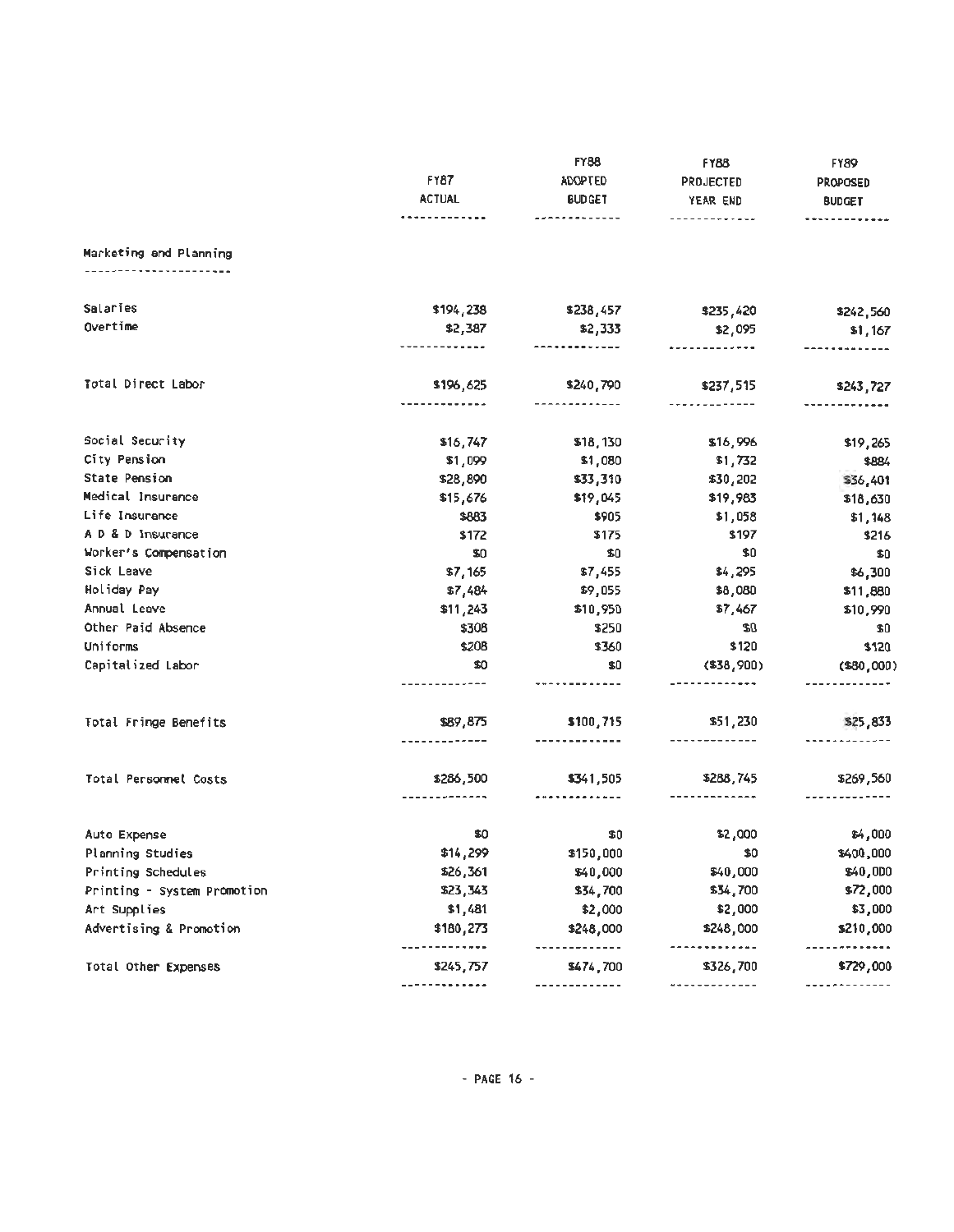| | FY87 ACTUAL | FY88 ADOPTED BUDGET | FY88 PROJECTED YEAR END | FY89 PROPOSED BUDGET |
|---|---|---|---|---|
| **Marketing and Planning** | | | | |
| Salaries | $194,238 | $238,457 | $235,420 | $242,560 |
| Overtime | $2,387 | $2,333 | $2,095 | $1,167 |
| Total Direct Labor | $196,625 | $240,790 | $237,515 | $243,727 |
| Social Security | $16,747 | $18,130 | $16,996 | $19,265 |
| City Pension | $1,099 | $1,080 | $1,732 | $884 |
| State Pension | $28,890 | $33,310 | $30,202 | $36,401 |
| Medical Insurance | $15,676 | $19,045 | $19,983 | $18,630 |
| Life Insurance | $883 | $905 | $1,058 | $1,148 |
| A D & D Insurance | $172 | $175 | $197 | $216 |
| Worker's Compensation | $0 | $0 | $0 | $0 |
| Sick Leave | $7,165 | $7,455 | $4,295 | $6,300 |
| Holiday Pay | $7,484 | $9,055 | $8,080 | $11,880 |
| Annual Leave | $11,243 | $10,950 | $7,467 | $10,990 |
| Other Paid Absence | $308 | $250 | $0 | $0 |
| Uniforms | $208 | $360 | $120 | $120 |
| Capitalized Labor | $0 | $0 | ($38,900) | ($80,000) |
| Total Fringe Benefits | $89,875 | $100,715 | $51,230 | $25,833 |
| Total Personnel Costs | $286,500 | $341,505 | $288,745 | $269,560 |
| Auto Expense | $0 | $0 | $2,000 | $4,000 |
| Planning Studies | $14,299 | $150,000 | $0 | $400,000 |
| Printing Schedules | $26,361 | $40,000 | $40,000 | $40,000 |
| Printing - System Promotion | $23,343 | $34,700 | $34,700 | $72,000 |
| Art Supplies | $1,481 | $2,000 | $2,000 | $3,000 |
| Advertising & Promotion | $180,273 | $248,000 | $248,000 | $210,000 |
| Total Other Expenses | $245,757 | $474,700 | $326,700 | $729,000 |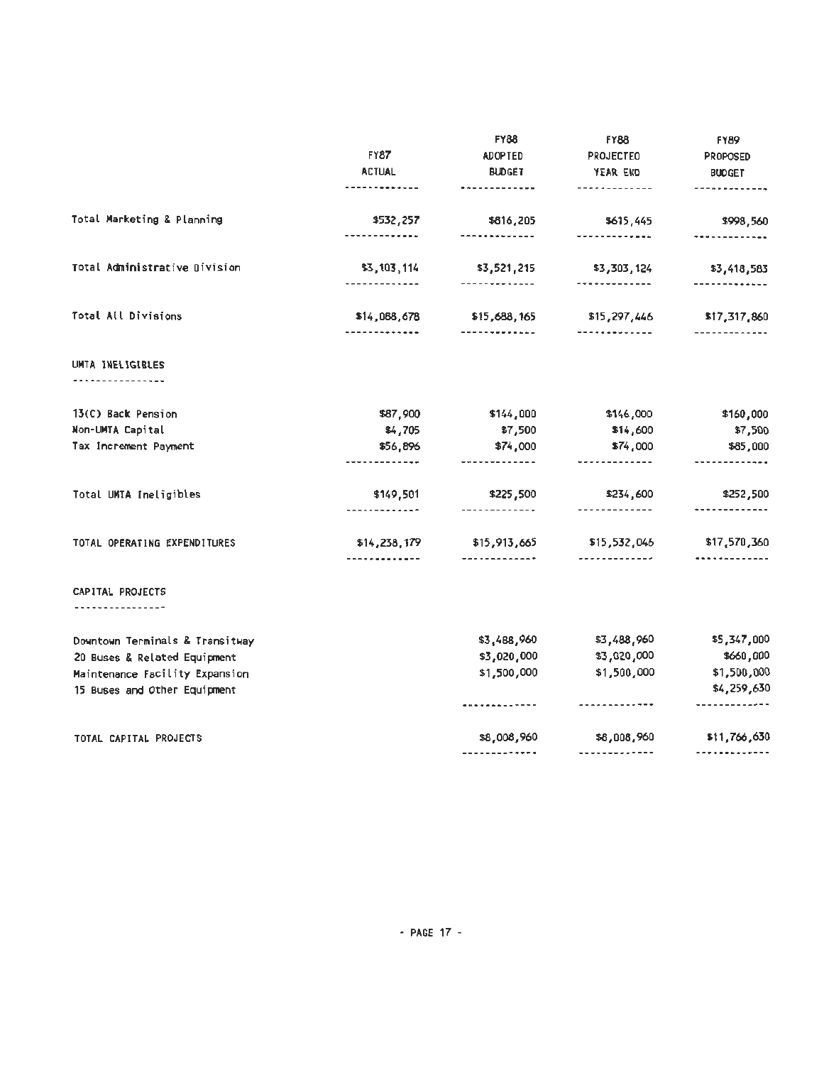| | FY87 ACTUAL | FY88 ADOPTED BUDGET | FY88 PROJECTED YEAR END | FY89 PROPOSED BUDGET |
|---|---|---|---|---|
| Total Marketing & Planning | $532,257 | $816,205 | $615,445 | $998,560 |
| Total Administrative Division | $3,103,114 | $3,521,215 | $3,303,124 | $3,418,583 |
| Total All Divisions | $14,088,678 | $15,688,165 | $15,297,446 | $17,317,860 |
| **UMTA INELIGIBLES** | | | | |
| 13(C) Back Pension | $87,900 | $144,000 | $146,000 | $160,000 |
| Non-UMTA Capital | $4,705 | $7,500 | $14,600 | $7,500 |
| Tax Increment Payment | $56,896 | $74,000 | $74,000 | $85,000 |
| Total UMTA Ineligibles | $149,501 | $225,500 | $234,600 | $252,500 |
| TOTAL OPERATING EXPENDITURES | $14,238,179 | $15,913,665 | $15,532,046 | $17,570,360 |
| **CAPITAL PROJECTS** | | | | |
| Downtown Terminals & Transitway | | $3,488,960 | $3,488,960 | $5,347,000 |
| 20 Buses & Related Equipment | | $3,020,000 | $3,020,000 | $660,000 |
| Maintenance Facility Expansion | | $1,500,000 | $1,500,000 | $1,500,000 |
| 15 Buses and Other Equipment | | | | $4,259,630 |
| TOTAL CAPITAL PROJECTS | | $8,008,960 | $8,008,960 | $11,766,630 |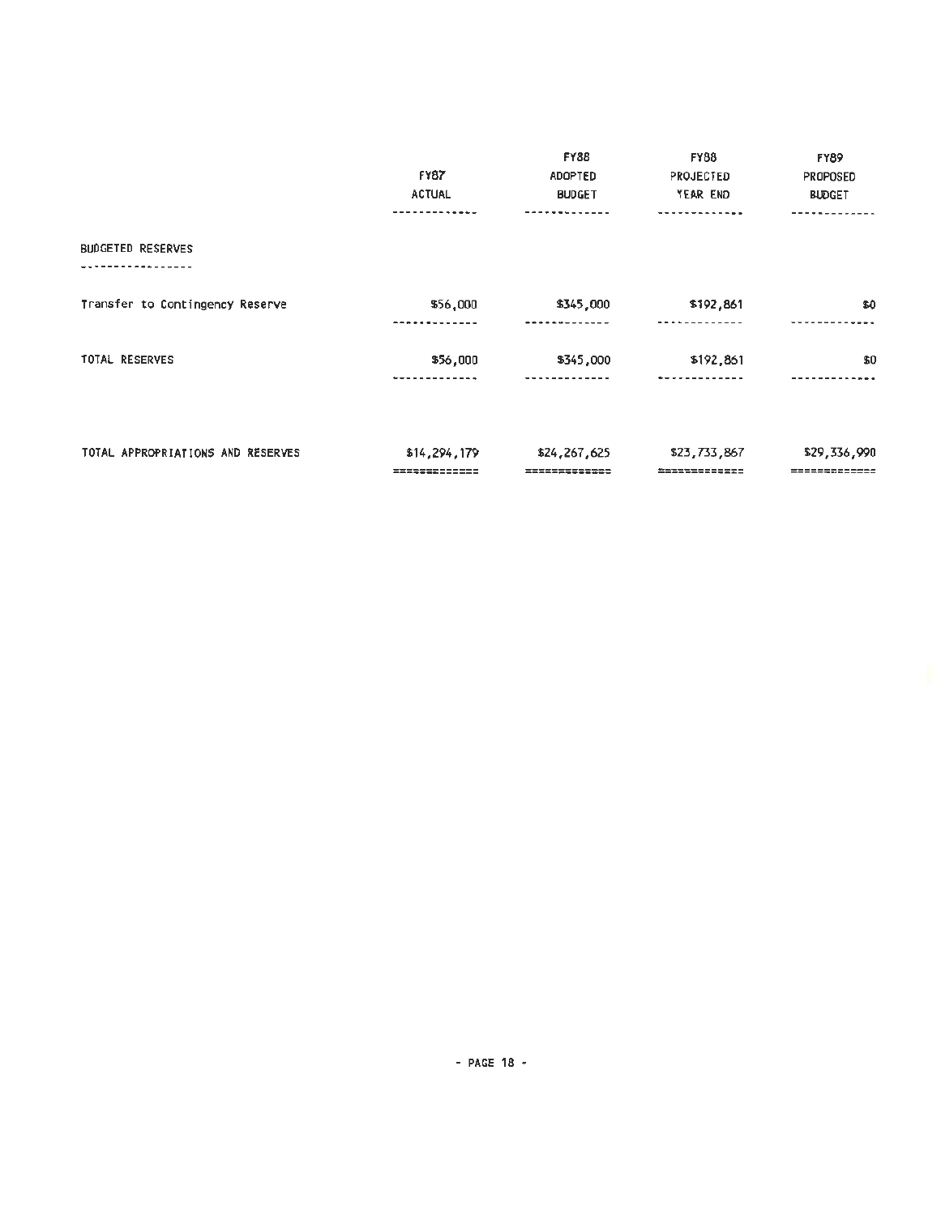| | FY87 ACTUAL | FY88 ADOPTED BUDGET | FY88 PROJECTED YEAR END | FY89 PROPOSED BUDGET |
|---|---|---|---|---|
| **BUDGETED RESERVES** | | | | |
| Transfer to Contingency Reserve | $56,000 | $345,000 | $192,861 | $0 |
| TOTAL RESERVES | $56,000 | $345,000 | $192,861 | $0 |
| TOTAL APPROPRIATIONS AND RESERVES | $14,294,179 | $24,267,625 | $23,733,867 | $29,336,990 |